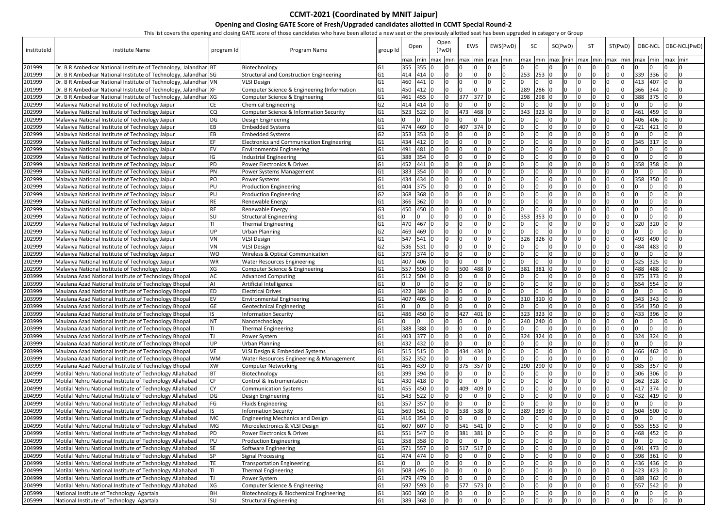# CCMT-2021 (Coordinated by MNIT Jaipur)

## Opening and Closing GATE Score of Fresh/Upgraded candidates allotted in CCMT Special Round-2

This list covers the opening and closing GATE score of those candidates who have been alloted a new seat or the previously allotted seat has been upgraded in category or Group

| instituteId | institute Name | program Id | Program Name | group Id | Open | | Open (PwD) | | EWS | | EWS(PwD) | | SC | | SC(PwD) | | ST | | ST(PwD) | | OBC-NCL | | OBC-NCL(PwD) | |
|---|---|---|---|---|---|---|---|---|---|---|---|---|---|---|---|---|---|---|---|---|---|---|---|---|
| | | | | | max | min | max | min | max | min | max | min | max | min | max | min | max | min | max | min | max | min | max | min |
| 201999 | Dr. B R Ambedkar National Institute of Technology, Jalandhar | BT | Biotechnology | G1 | 355 | 355 | 0 | 0 | 0 | 0 | 0 | 0 | 0 | 0 | 0 | 0 | 0 | 0 | 0 | 0 | 0 | 0 | 0 | 0 |
| 201999 | Dr. B R Ambedkar National Institute of Technology, Jalandhar | SG | Structural and Construction Engineering | G1 | 414 | 414 | 0 | 0 | 0 | 0 | 0 | 0 | 253 | 253 | 0 | 0 | 0 | 0 | 0 | 0 | 339 | 336 | 0 | 0 |
| 201999 | Dr. B R Ambedkar National Institute of Technology, Jalandhar | VN | VLSI Design | G1 | 460 | 441 | 0 | 0 | 0 | 0 | 0 | 0 | 0 | 0 | 0 | 0 | 0 | 0 | 0 | 0 | 413 | 407 | 0 | 0 |
| 201999 | Dr. B R Ambedkar National Institute of Technology, Jalandhar | XF | Computer Science & Engineering (Information | G1 | 450 | 412 | 0 | 0 | 0 | 0 | 0 | 0 | 289 | 286 | 0 | 0 | 0 | 0 | 0 | 0 | 366 | 344 | 0 | 0 |
| 201999 | Dr. B R Ambedkar National Institute of Technology, Jalandhar | XG | Computer Science & Engineering | G1 | 461 | 455 | 0 | 0 | 377 | 377 | 0 | 0 | 298 | 298 | 0 | 0 | 0 | 0 | 0 | 0 | 388 | 375 | 0 | 0 |
| 202999 | Malaviya National Institute of Technology Jaipur | CE | Chemical Engineering | G2 | 414 | 414 | 0 | 0 | 0 | 0 | 0 | 0 | 0 | 0 | 0 | 0 | 0 | 0 | 0 | 0 | 0 | 0 | 0 | 0 |
| 202999 | Malaviya National Institute of Technology Jaipur | CQ | Computer Science & Information Security | G1 | 523 | 522 | 0 | 0 | 473 | 468 | 0 | 0 | 343 | 323 | 0 | 0 | 0 | 0 | 0 | 0 | 461 | 459 | 0 | 0 |
| 202999 | Malaviya National Institute of Technology Jaipur | DG | Design Engineering | G1 | 0 | 0 | 0 | 0 | 0 | 0 | 0 | 0 | 0 | 0 | 0 | 0 | 0 | 0 | 0 | 0 | 406 | 406 | 0 | 0 |
| 202999 | Malaviya National Institute of Technology Jaipur | EB | Embedded Systems | G1 | 474 | 469 | 0 | 0 | 407 | 374 | 0 | 0 | 0 | 0 | 0 | 0 | 0 | 0 | 0 | 0 | 421 | 421 | 0 | 0 |
| 202999 | Malaviya National Institute of Technology Jaipur | EB | Embedded Systems | G2 | 353 | 353 | 0 | 0 | 0 | 0 | 0 | 0 | 0 | 0 | 0 | 0 | 0 | 0 | 0 | 0 | 0 | 0 | 0 | 0 |
| 202999 | Malaviya National Institute of Technology Jaipur | EF | Electronics and Communication Engineering | G1 | 434 | 412 | 0 | 0 | 0 | 0 | 0 | 0 | 0 | 0 | 0 | 0 | 0 | 0 | 0 | 0 | 345 | 317 | 0 | 0 |
| 202999 | Malaviya National Institute of Technology Jaipur | EV | Environmental Engineering | G1 | 491 | 481 | 0 | 0 | 0 | 0 | 0 | 0 | 0 | 0 | 0 | 0 | 0 | 0 | 0 | 0 | 0 | 0 | 0 | 0 |
| 202999 | Malaviya National Institute of Technology Jaipur | IG | Industrial Engineering | G1 | 388 | 354 | 0 | 0 | 0 | 0 | 0 | 0 | 0 | 0 | 0 | 0 | 0 | 0 | 0 | 0 | 0 | 0 | 0 | 0 |
| 202999 | Malaviya National Institute of Technology Jaipur | PD | Power Electronics & Drives | G1 | 452 | 441 | 0 | 0 | 0 | 0 | 0 | 0 | 0 | 0 | 0 | 0 | 0 | 0 | 0 | 0 | 358 | 358 | 0 | 0 |
| 202999 | Malaviya National Institute of Technology Jaipur | PN | Power Systems Management | G1 | 383 | 354 | 0 | 0 | 0 | 0 | 0 | 0 | 0 | 0 | 0 | 0 | 0 | 0 | 0 | 0 | 0 | 0 | 0 | 0 |
| 202999 | Malaviya National Institute of Technology Jaipur | PO | Power Systems | G1 | 434 | 434 | 0 | 0 | 0 | 0 | 0 | 0 | 0 | 0 | 0 | 0 | 0 | 0 | 0 | 0 | 358 | 350 | 0 | 0 |
| 202999 | Malaviya National Institute of Technology Jaipur | PU | Production Engineering | G1 | 404 | 375 | 0 | 0 | 0 | 0 | 0 | 0 | 0 | 0 | 0 | 0 | 0 | 0 | 0 | 0 | 0 | 0 | 0 | 0 |
| 202999 | Malaviya National Institute of Technology Jaipur | PU | Production Engineering | G2 | 368 | 368 | 0 | 0 | 0 | 0 | 0 | 0 | 0 | 0 | 0 | 0 | 0 | 0 | 0 | 0 | 0 | 0 | 0 | 0 |
| 202999 | Malaviya National Institute of Technology Jaipur | RE | Renewable Energy | G1 | 366 | 362 | 0 | 0 | 0 | 0 | 0 | 0 | 0 | 0 | 0 | 0 | 0 | 0 | 0 | 0 | 0 | 0 | 0 | 0 |
| 202999 | Malaviya National Institute of Technology Jaipur | RE | Renewable Energy | G3 | 450 | 450 | 0 | 0 | 0 | 0 | 0 | 0 | 0 | 0 | 0 | 0 | 0 | 0 | 0 | 0 | 0 | 0 | 0 | 0 |
| 202999 | Malaviya National Institute of Technology Jaipur | SU | Structural Engineering | G1 | 0 | 0 | 0 | 0 | 0 | 0 | 0 | 0 | 353 | 353 | 0 | 0 | 0 | 0 | 0 | 0 | 0 | 0 | 0 | 0 |
| 202999 | Malaviya National Institute of Technology Jaipur | TI | Thermal Engineering | G1 | 470 | 467 | 0 | 0 | 0 | 0 | 0 | 0 | 0 | 0 | 0 | 0 | 0 | 0 | 0 | 0 | 320 | 320 | 0 | 0 |
| 202999 | Malaviya National Institute of Technology Jaipur | UP | Urban Planning | G2 | 469 | 469 | 0 | 0 | 0 | 0 | 0 | 0 | 0 | 0 | 0 | 0 | 0 | 0 | 0 | 0 | 0 | 0 | 0 | 0 |
| 202999 | Malaviya National Institute of Technology Jaipur | VN | VLSI Design | G1 | 547 | 541 | 0 | 0 | 0 | 0 | 0 | 0 | 326 | 326 | 0 | 0 | 0 | 0 | 0 | 0 | 493 | 490 | 0 | 0 |
| 202999 | Malaviya National Institute of Technology Jaipur | VN | VLSI Design | G2 | 536 | 531 | 0 | 0 | 0 | 0 | 0 | 0 | 0 | 0 | 0 | 0 | 0 | 0 | 0 | 0 | 484 | 483 | 0 | 0 |
| 202999 | Malaviya National Institute of Technology Jaipur | WO | Wireless & Optical Communication | G1 | 379 | 374 | 0 | 0 | 0 | 0 | 0 | 0 | 0 | 0 | 0 | 0 | 0 | 0 | 0 | 0 | 0 | 0 | 0 | 0 |
| 202999 | Malaviya National Institute of Technology Jaipur | WR | Water Resources Engineering | G1 | 407 | 406 | 0 | 0 | 0 | 0 | 0 | 0 | 0 | 0 | 0 | 0 | 0 | 0 | 0 | 0 | 325 | 325 | 0 | 0 |
| 202999 | Malaviya National Institute of Technology Jaipur | XG | Computer Science & Engineering | G1 | 557 | 550 | 0 | 0 | 500 | 488 | 0 | 0 | 381 | 381 | 0 | 0 | 0 | 0 | 0 | 0 | 488 | 488 | 0 | 0 |
| 203999 | Maulana Azad National Institute of Technology Bhopal | AC | Advanced Computing | G1 | 512 | 504 | 0 | 0 | 0 | 0 | 0 | 0 | 0 | 0 | 0 | 0 | 0 | 0 | 0 | 0 | 375 | 373 | 0 | 0 |
| 203999 | Maulana Azad National Institute of Technology Bhopal | AI | Artificial Intelligence | G1 | 0 | 0 | 0 | 0 | 0 | 0 | 0 | 0 | 0 | 0 | 0 | 0 | 0 | 0 | 0 | 0 | 554 | 554 | 0 | 0 |
| 203999 | Maulana Azad National Institute of Technology Bhopal | ED | Electrical Drives | G1 | 422 | 384 | 0 | 0 | 0 | 0 | 0 | 0 | 0 | 0 | 0 | 0 | 0 | 0 | 0 | 0 | 0 | 0 | 0 | 0 |
| 203999 | Maulana Azad National Institute of Technology Bhopal | EV | Environmental Engineering | G1 | 407 | 405 | 0 | 0 | 0 | 0 | 0 | 0 | 310 | 310 | 0 | 0 | 0 | 0 | 0 | 0 | 343 | 343 | 0 | 0 |
| 203999 | Maulana Azad National Institute of Technology Bhopal | GE | Geotechnical Engineering | G1 | 0 | 0 | 0 | 0 | 0 | 0 | 0 | 0 | 0 | 0 | 0 | 0 | 0 | 0 | 0 | 0 | 354 | 350 | 0 | 0 |
| 203999 | Maulana Azad National Institute of Technology Bhopal | IS | Information Security | G1 | 486 | 450 | 0 | 0 | 427 | 401 | 0 | 0 | 323 | 323 | 0 | 0 | 0 | 0 | 0 | 0 | 433 | 396 | 0 | 0 |
| 203999 | Maulana Azad National Institute of Technology Bhopal | NT | Nanotechnology | G1 | 0 | 0 | 0 | 0 | 0 | 0 | 0 | 0 | 240 | 240 | 0 | 0 | 0 | 0 | 0 | 0 | 0 | 0 | 0 | 0 |
| 203999 | Maulana Azad National Institute of Technology Bhopal | TI | Thermal Engineering | G1 | 388 | 388 | 0 | 0 | 0 | 0 | 0 | 0 | 0 | 0 | 0 | 0 | 0 | 0 | 0 | 0 | 0 | 0 | 0 | 0 |
| 203999 | Maulana Azad National Institute of Technology Bhopal | TJ | Power System | G1 | 403 | 377 | 0 | 0 | 0 | 0 | 0 | 0 | 324 | 324 | 0 | 0 | 0 | 0 | 0 | 0 | 324 | 324 | 0 | 0 |
| 203999 | Maulana Azad National Institute of Technology Bhopal | UP | Urban Planning | G1 | 432 | 432 | 0 | 0 | 0 | 0 | 0 | 0 | 0 | 0 | 0 | 0 | 0 | 0 | 0 | 0 | 0 | 0 | 0 | 0 |
| 203999 | Maulana Azad National Institute of Technology Bhopal | VE | VLSI Design & Embedded Systems | G1 | 515 | 515 | 0 | 0 | 434 | 434 | 0 | 0 | 0 | 0 | 0 | 0 | 0 | 0 | 0 | 0 | 466 | 462 | 0 | 0 |
| 203999 | Maulana Azad National Institute of Technology Bhopal | WM | Water Resources Engineering & Management | G1 | 352 | 352 | 0 | 0 | 0 | 0 | 0 | 0 | 0 | 0 | 0 | 0 | 0 | 0 | 0 | 0 | 0 | 0 | 0 | 0 |
| 203999 | Maulana Azad National Institute of Technology Bhopal | XW | Computer Networking | G1 | 465 | 439 | 0 | 0 | 375 | 357 | 0 | 0 | 290 | 290 | 0 | 0 | 0 | 0 | 0 | 0 | 385 | 357 | 0 | 0 |
| 204999 | Motilal Nehru National Institute of Technology Allahabad | BT | Biotechnology | G1 | 399 | 394 | 0 | 0 | 0 | 0 | 0 | 0 | 0 | 0 | 0 | 0 | 0 | 0 | 0 | 0 | 306 | 306 | 0 | 0 |
| 204999 | Motilal Nehru National Institute of Technology Allahabad | CF | Control & Instrumentation | G1 | 430 | 418 | 0 | 0 | 0 | 0 | 0 | 0 | 0 | 0 | 0 | 0 | 0 | 0 | 0 | 0 | 362 | 328 | 0 | 0 |
| 204999 | Motilal Nehru National Institute of Technology Allahabad | CY | Communication Systems | G1 | 455 | 450 | 0 | 0 | 409 | 409 | 0 | 0 | 0 | 0 | 0 | 0 | 0 | 0 | 0 | 0 | 417 | 374 | 0 | 0 |
| 204999 | Motilal Nehru National Institute of Technology Allahabad | DG | Design Engineering | G1 | 543 | 522 | 0 | 0 | 0 | 0 | 0 | 0 | 0 | 0 | 0 | 0 | 0 | 0 | 0 | 0 | 432 | 419 | 0 | 0 |
| 204999 | Motilal Nehru National Institute of Technology Allahabad | FG | Fluids Engineering | G1 | 357 | 357 | 0 | 0 | 0 | 0 | 0 | 0 | 0 | 0 | 0 | 0 | 0 | 0 | 0 | 0 | 0 | 0 | 0 | 0 |
| 204999 | Motilal Nehru National Institute of Technology Allahabad | IS | Information Security | G1 | 569 | 561 | 0 | 0 | 538 | 538 | 0 | 0 | 389 | 389 | 0 | 0 | 0 | 0 | 0 | 0 | 504 | 500 | 0 | 0 |
| 204999 | Motilal Nehru National Institute of Technology Allahabad | MC | Engineering Mechanics and Design | G1 | 416 | 354 | 0 | 0 | 0 | 0 | 0 | 0 | 0 | 0 | 0 | 0 | 0 | 0 | 0 | 0 | 0 | 0 | 0 | 0 |
| 204999 | Motilal Nehru National Institute of Technology Allahabad | MG | Microelectronics & VLSI Design | G1 | 607 | 607 | 0 | 0 | 541 | 541 | 0 | 0 | 0 | 0 | 0 | 0 | 0 | 0 | 0 | 0 | 555 | 553 | 0 | 0 |
| 204999 | Motilal Nehru National Institute of Technology Allahabad | PD | Power Electronics & Drives | G1 | 551 | 547 | 0 | 0 | 381 | 381 | 0 | 0 | 0 | 0 | 0 | 0 | 0 | 0 | 0 | 0 | 468 | 452 | 0 | 0 |
| 204999 | Motilal Nehru National Institute of Technology Allahabad | PU | Production Engineering | G1 | 358 | 358 | 0 | 0 | 0 | 0 | 0 | 0 | 0 | 0 | 0 | 0 | 0 | 0 | 0 | 0 | 0 | 0 | 0 | 0 |
| 204999 | Motilal Nehru National Institute of Technology Allahabad | SE | Software Engineering | G1 | 571 | 557 | 0 | 0 | 517 | 517 | 0 | 0 | 0 | 0 | 0 | 0 | 0 | 0 | 0 | 0 | 491 | 473 | 0 | 0 |
| 204999 | Motilal Nehru National Institute of Technology Allahabad | SP | Signal Processing | G1 | 474 | 474 | 0 | 0 | 0 | 0 | 0 | 0 | 0 | 0 | 0 | 0 | 0 | 0 | 0 | 0 | 398 | 361 | 0 | 0 |
| 204999 | Motilal Nehru National Institute of Technology Allahabad | TE | Transportation Engineering | G1 | 0 | 0 | 0 | 0 | 0 | 0 | 0 | 0 | 0 | 0 | 0 | 0 | 0 | 0 | 0 | 0 | 436 | 436 | 0 | 0 |
| 204999 | Motilal Nehru National Institute of Technology Allahabad | TI | Thermal Engineering | G1 | 508 | 495 | 0 | 0 | 0 | 0 | 0 | 0 | 0 | 0 | 0 | 0 | 0 | 0 | 0 | 0 | 423 | 423 | 0 | 0 |
| 204999 | Motilal Nehru National Institute of Technology Allahabad | TJ | Power System | G1 | 479 | 479 | 0 | 0 | 0 | 0 | 0 | 0 | 0 | 0 | 0 | 0 | 0 | 0 | 0 | 0 | 388 | 362 | 0 | 0 |
| 204999 | Motilal Nehru National Institute of Technology Allahabad | XG | Computer Science & Engineering | G1 | 597 | 593 | 0 | 0 | 577 | 573 | 0 | 0 | 0 | 0 | 0 | 0 | 0 | 0 | 0 | 0 | 557 | 542 | 0 | 0 |
| 205999 | National Institute of Technology Agartala | BH | Biotechnology & Biochemical Engineering | G1 | 360 | 360 | 0 | 0 | 0 | 0 | 0 | 0 | 0 | 0 | 0 | 0 | 0 | 0 | 0 | 0 | 0 | 0 | 0 | 0 |
| 205999 | National Institute of Technology Agartala | SU | Structural Engineering | G1 | 389 | 368 | 0 | 0 | 0 | 0 | 0 | 0 | 0 | 0 | 0 | 0 | 0 | 0 | 0 | 0 | 0 | 0 | 0 | 0 |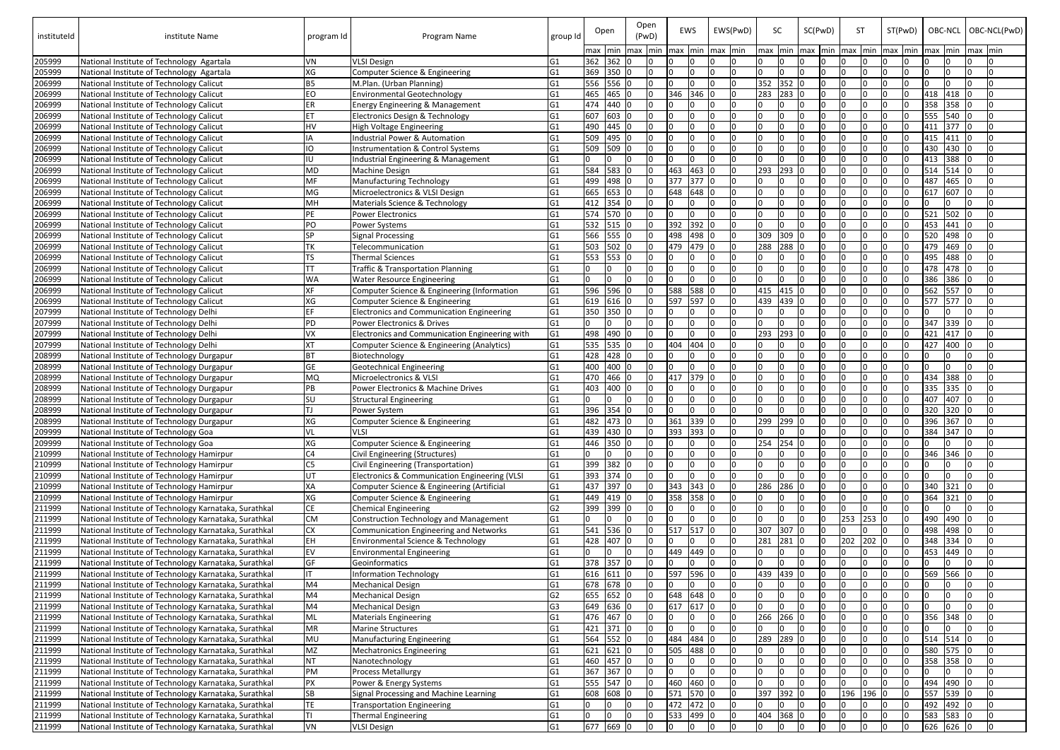| instituteId | institute Name | program Id | Program Name | group Id | Open | | Open (PwD) | | EWS | | EWS(PwD) | | SC | | SC(PwD) | | ST | | ST(PwD) | | OBC-NCL | | OBC-NCL(PwD) | |
|---|---|---|---|---|---|---|---|---|---|---|---|---|---|---|---|---|---|---|---|---|---|---|---|---|
| | | | | | max | min | max | min | max | min | max | min | max | min | max | min | max | min | max | min | max | min | max | min |
| 205999 | National Institute of Technology Agartala | VN | VLSI Design | G1 | 362 | 362 | 0 | 0 | 0 | 0 | 0 | 0 | 0 | 0 | 0 | 0 | 0 | 0 | 0 | 0 | 0 | 0 | 0 | 0 |
| 205999 | National Institute of Technology Agartala | XG | Computer Science & Engineering | G1 | 369 | 350 | 0 | 0 | 0 | 0 | 0 | 0 | 0 | 0 | 0 | 0 | 0 | 0 | 0 | 0 | 0 | 0 | 0 | 0 |
| 206999 | National Institute of Technology Calicut | B5 | M.Plan. (Urban Planning) | G1 | 556 | 556 | 0 | 0 | 0 | 0 | 0 | 0 | 352 | 352 | 0 | 0 | 0 | 0 | 0 | 0 | 0 | 0 | 0 | 0 |
| 206999 | National Institute of Technology Calicut | EO | Environmental Geotechnology | G1 | 465 | 465 | 0 | 0 | 346 | 346 | 0 | 0 | 283 | 283 | 0 | 0 | 0 | 0 | 0 | 0 | 418 | 418 | 0 | 0 |
| 206999 | National Institute of Technology Calicut | ER | Energy Engineering & Management | G1 | 474 | 440 | 0 | 0 | 0 | 0 | 0 | 0 | 0 | 0 | 0 | 0 | 0 | 0 | 0 | 0 | 358 | 358 | 0 | 0 |
| 206999 | National Institute of Technology Calicut | ET | Electronics Design & Technology | G1 | 607 | 603 | 0 | 0 | 0 | 0 | 0 | 0 | 0 | 0 | 0 | 0 | 0 | 0 | 0 | 0 | 555 | 540 | 0 | 0 |
| 206999 | National Institute of Technology Calicut | HV | High Voltage Engineering | G1 | 490 | 445 | 0 | 0 | 0 | 0 | 0 | 0 | 0 | 0 | 0 | 0 | 0 | 0 | 0 | 0 | 411 | 377 | 0 | 0 |
| 206999 | National Institute of Technology Calicut | IA | Industrial Power & Automation | G1 | 509 | 495 | 0 | 0 | 0 | 0 | 0 | 0 | 0 | 0 | 0 | 0 | 0 | 0 | 0 | 0 | 415 | 411 | 0 | 0 |
| 206999 | National Institute of Technology Calicut | IO | Instrumentation & Control Systems | G1 | 509 | 509 | 0 | 0 | 0 | 0 | 0 | 0 | 0 | 0 | 0 | 0 | 0 | 0 | 0 | 0 | 430 | 430 | 0 | 0 |
| 206999 | National Institute of Technology Calicut | IU | Industrial Engineering & Management | G1 | 0 | 0 | 0 | 0 | 0 | 0 | 0 | 0 | 0 | 0 | 0 | 0 | 0 | 0 | 0 | 0 | 413 | 388 | 0 | 0 |
| 206999 | National Institute of Technology Calicut | MD | Machine Design | G1 | 584 | 583 | 0 | 0 | 463 | 463 | 0 | 0 | 293 | 293 | 0 | 0 | 0 | 0 | 0 | 0 | 514 | 514 | 0 | 0 |
| 206999 | National Institute of Technology Calicut | MF | Manufacturing Technology | G1 | 499 | 498 | 0 | 0 | 377 | 377 | 0 | 0 | 0 | 0 | 0 | 0 | 0 | 0 | 0 | 0 | 487 | 465 | 0 | 0 |
| 206999 | National Institute of Technology Calicut | MG | Microelectronics & VLSI Design | G1 | 665 | 653 | 0 | 0 | 648 | 648 | 0 | 0 | 0 | 0 | 0 | 0 | 0 | 0 | 0 | 0 | 617 | 607 | 0 | 0 |
| 206999 | National Institute of Technology Calicut | MH | Materials Science & Technology | G1 | 412 | 354 | 0 | 0 | 0 | 0 | 0 | 0 | 0 | 0 | 0 | 0 | 0 | 0 | 0 | 0 | 0 | 0 | 0 | 0 |
| 206999 | National Institute of Technology Calicut | PE | Power Electronics | G1 | 574 | 570 | 0 | 0 | 0 | 0 | 0 | 0 | 0 | 0 | 0 | 0 | 0 | 0 | 0 | 0 | 521 | 502 | 0 | 0 |
| 206999 | National Institute of Technology Calicut | PO | Power Systems | G1 | 532 | 515 | 0 | 0 | 392 | 392 | 0 | 0 | 0 | 0 | 0 | 0 | 0 | 0 | 0 | 0 | 453 | 441 | 0 | 0 |
| 206999 | National Institute of Technology Calicut | SP | Signal Processing | G1 | 566 | 555 | 0 | 0 | 498 | 498 | 0 | 0 | 309 | 309 | 0 | 0 | 0 | 0 | 0 | 0 | 520 | 498 | 0 | 0 |
| 206999 | National Institute of Technology Calicut | TK | Telecommunication | G1 | 503 | 502 | 0 | 0 | 479 | 479 | 0 | 0 | 288 | 288 | 0 | 0 | 0 | 0 | 0 | 0 | 479 | 469 | 0 | 0 |
| 206999 | National Institute of Technology Calicut | TS | Thermal Sciences | G1 | 553 | 553 | 0 | 0 | 0 | 0 | 0 | 0 | 0 | 0 | 0 | 0 | 0 | 0 | 0 | 0 | 495 | 488 | 0 | 0 |
| 206999 | National Institute of Technology Calicut | TT | Traffic & Transportation Planning | G1 | 0 | 0 | 0 | 0 | 0 | 0 | 0 | 0 | 0 | 0 | 0 | 0 | 0 | 0 | 0 | 0 | 478 | 478 | 0 | 0 |
| 206999 | National Institute of Technology Calicut | WA | Water Resource Engineering | G1 | 0 | 0 | 0 | 0 | 0 | 0 | 0 | 0 | 0 | 0 | 0 | 0 | 0 | 0 | 0 | 0 | 386 | 386 | 0 | 0 |
| 206999 | National Institute of Technology Calicut | XF | Computer Science & Engineering (Information | G1 | 596 | 596 | 0 | 0 | 588 | 588 | 0 | 0 | 415 | 415 | 0 | 0 | 0 | 0 | 0 | 0 | 562 | 557 | 0 | 0 |
| 206999 | National Institute of Technology Calicut | XG | Computer Science & Engineering | G1 | 619 | 616 | 0 | 0 | 597 | 597 | 0 | 0 | 439 | 439 | 0 | 0 | 0 | 0 | 0 | 0 | 577 | 577 | 0 | 0 |
| 207999 | National Institute of Technology Delhi | EF | Electronics and Communication Engineering | G1 | 350 | 350 | 0 | 0 | 0 | 0 | 0 | 0 | 0 | 0 | 0 | 0 | 0 | 0 | 0 | 0 | 0 | 0 | 0 | 0 |
| 207999 | National Institute of Technology Delhi | PD | Power Electronics & Drives | G1 | 0 | 0 | 0 | 0 | 0 | 0 | 0 | 0 | 0 | 0 | 0 | 0 | 0 | 0 | 0 | 0 | 347 | 339 | 0 | 0 |
| 207999 | National Institute of Technology Delhi | VX | Electronics and Communication Engineering with | G1 | 498 | 490 | 0 | 0 | 0 | 0 | 0 | 0 | 293 | 293 | 0 | 0 | 0 | 0 | 0 | 0 | 421 | 417 | 0 | 0 |
| 207999 | National Institute of Technology Delhi | XT | Computer Science & Engineering (Analytics) | G1 | 535 | 535 | 0 | 0 | 404 | 404 | 0 | 0 | 0 | 0 | 0 | 0 | 0 | 0 | 0 | 0 | 427 | 400 | 0 | 0 |
| 208999 | National Institute of Technology Durgapur | BT | Biotechnology | G1 | 428 | 428 | 0 | 0 | 0 | 0 | 0 | 0 | 0 | 0 | 0 | 0 | 0 | 0 | 0 | 0 | 0 | 0 | 0 | 0 |
| 208999 | National Institute of Technology Durgapur | GE | Geotechnical Engineering | G1 | 400 | 400 | 0 | 0 | 0 | 0 | 0 | 0 | 0 | 0 | 0 | 0 | 0 | 0 | 0 | 0 | 0 | 0 | 0 | 0 |
| 208999 | National Institute of Technology Durgapur | MQ | Microelectronics & VLSI | G1 | 470 | 466 | 0 | 0 | 417 | 379 | 0 | 0 | 0 | 0 | 0 | 0 | 0 | 0 | 0 | 0 | 434 | 388 | 0 | 0 |
| 208999 | National Institute of Technology Durgapur | PB | Power Electronics & Machine Drives | G1 | 403 | 400 | 0 | 0 | 0 | 0 | 0 | 0 | 0 | 0 | 0 | 0 | 0 | 0 | 0 | 0 | 335 | 335 | 0 | 0 |
| 208999 | National Institute of Technology Durgapur | SU | Structural Engineering | G1 | 0 | 0 | 0 | 0 | 0 | 0 | 0 | 0 | 0 | 0 | 0 | 0 | 0 | 0 | 0 | 0 | 407 | 407 | 0 | 0 |
| 208999 | National Institute of Technology Durgapur | TJ | Power System | G1 | 396 | 354 | 0 | 0 | 0 | 0 | 0 | 0 | 0 | 0 | 0 | 0 | 0 | 0 | 0 | 0 | 320 | 320 | 0 | 0 |
| 208999 | National Institute of Technology Durgapur | XG | Computer Science & Engineering | G1 | 482 | 473 | 0 | 0 | 361 | 339 | 0 | 0 | 299 | 299 | 0 | 0 | 0 | 0 | 0 | 0 | 396 | 367 | 0 | 0 |
| 209999 | National Institute of Technology Goa | VL | VLSI | G1 | 439 | 430 | 0 | 0 | 393 | 393 | 0 | 0 | 0 | 0 | 0 | 0 | 0 | 0 | 0 | 0 | 384 | 347 | 0 | 0 |
| 209999 | National Institute of Technology Goa | XG | Computer Science & Engineering | G1 | 446 | 350 | 0 | 0 | 0 | 0 | 0 | 0 | 254 | 254 | 0 | 0 | 0 | 0 | 0 | 0 | 0 | 0 | 0 | 0 |
| 210999 | National Institute of Technology Hamirpur | C4 | Civil Engineering (Structures) | G1 | 0 | 0 | 0 | 0 | 0 | 0 | 0 | 0 | 0 | 0 | 0 | 0 | 0 | 0 | 0 | 0 | 346 | 346 | 0 | 0 |
| 210999 | National Institute of Technology Hamirpur | C5 | Civil Engineering (Transportation) | G1 | 399 | 382 | 0 | 0 | 0 | 0 | 0 | 0 | 0 | 0 | 0 | 0 | 0 | 0 | 0 | 0 | 0 | 0 | 0 | 0 |
| 210999 | National Institute of Technology Hamirpur | UT | Electronics & Communication Engineering (VLSI | G1 | 393 | 374 | 0 | 0 | 0 | 0 | 0 | 0 | 0 | 0 | 0 | 0 | 0 | 0 | 0 | 0 | 0 | 0 | 0 | 0 |
| 210999 | National Institute of Technology Hamirpur | XA | Computer Science & Engineering (Artificial | G1 | 437 | 397 | 0 | 0 | 343 | 343 | 0 | 0 | 286 | 286 | 0 | 0 | 0 | 0 | 0 | 0 | 340 | 321 | 0 | 0 |
| 210999 | National Institute of Technology Hamirpur | XG | Computer Science & Engineering | G1 | 449 | 419 | 0 | 0 | 358 | 358 | 0 | 0 | 0 | 0 | 0 | 0 | 0 | 0 | 0 | 0 | 364 | 321 | 0 | 0 |
| 211999 | National Institute of Technology Karnataka, Surathkal | CE | Chemical Engineering | G2 | 399 | 399 | 0 | 0 | 0 | 0 | 0 | 0 | 0 | 0 | 0 | 0 | 0 | 0 | 0 | 0 | 0 | 0 | 0 | 0 |
| 211999 | National Institute of Technology Karnataka, Surathkal | CM | Construction Technology and Management | G1 | 0 | 0 | 0 | 0 | 0 | 0 | 0 | 0 | 0 | 0 | 0 | 0 | 253 | 253 | 0 | 0 | 490 | 490 | 0 | 0 |
| 211999 | National Institute of Technology Karnataka, Surathkal | CX | Communication Engineering and Networks | G1 | 541 | 536 | 0 | 0 | 517 | 517 | 0 | 0 | 307 | 307 | 0 | 0 | 0 | 0 | 0 | 0 | 498 | 498 | 0 | 0 |
| 211999 | National Institute of Technology Karnataka, Surathkal | EH | Environmental Science & Technology | G1 | 428 | 407 | 0 | 0 | 0 | 0 | 0 | 0 | 281 | 281 | 0 | 0 | 202 | 202 | 0 | 0 | 348 | 334 | 0 | 0 |
| 211999 | National Institute of Technology Karnataka, Surathkal | EV | Environmental Engineering | G1 | 0 | 0 | 0 | 0 | 449 | 449 | 0 | 0 | 0 | 0 | 0 | 0 | 0 | 0 | 0 | 0 | 453 | 449 | 0 | 0 |
| 211999 | National Institute of Technology Karnataka, Surathkal | GF | Geoinformatics | G1 | 378 | 357 | 0 | 0 | 0 | 0 | 0 | 0 | 0 | 0 | 0 | 0 | 0 | 0 | 0 | 0 | 0 | 0 | 0 | 0 |
| 211999 | National Institute of Technology Karnataka, Surathkal | IT | Information Technology | G1 | 616 | 611 | 0 | 0 | 597 | 596 | 0 | 0 | 439 | 439 | 0 | 0 | 0 | 0 | 0 | 0 | 569 | 566 | 0 | 0 |
| 211999 | National Institute of Technology Karnataka, Surathkal | M4 | Mechanical Design | G1 | 678 | 678 | 0 | 0 | 0 | 0 | 0 | 0 | 0 | 0 | 0 | 0 | 0 | 0 | 0 | 0 | 0 | 0 | 0 | 0 |
| 211999 | National Institute of Technology Karnataka, Surathkal | M4 | Mechanical Design | G2 | 655 | 652 | 0 | 0 | 648 | 648 | 0 | 0 | 0 | 0 | 0 | 0 | 0 | 0 | 0 | 0 | 0 | 0 | 0 | 0 |
| 211999 | National Institute of Technology Karnataka, Surathkal | M4 | Mechanical Design | G3 | 649 | 636 | 0 | 0 | 617 | 617 | 0 | 0 | 0 | 0 | 0 | 0 | 0 | 0 | 0 | 0 | 0 | 0 | 0 | 0 |
| 211999 | National Institute of Technology Karnataka, Surathkal | ML | Materials Engineering | G1 | 476 | 467 | 0 | 0 | 0 | 0 | 0 | 0 | 266 | 266 | 0 | 0 | 0 | 0 | 0 | 0 | 356 | 348 | 0 | 0 |
| 211999 | National Institute of Technology Karnataka, Surathkal | MR | Marine Structures | G1 | 421 | 371 | 0 | 0 | 0 | 0 | 0 | 0 | 0 | 0 | 0 | 0 | 0 | 0 | 0 | 0 | 0 | 0 | 0 | 0 |
| 211999 | National Institute of Technology Karnataka, Surathkal | MU | Manufacturing Engineering | G1 | 564 | 552 | 0 | 0 | 484 | 484 | 0 | 0 | 289 | 289 | 0 | 0 | 0 | 0 | 0 | 0 | 514 | 514 | 0 | 0 |
| 211999 | National Institute of Technology Karnataka, Surathkal | MZ | Mechatronics Engineering | G1 | 621 | 621 | 0 | 0 | 505 | 488 | 0 | 0 | 0 | 0 | 0 | 0 | 0 | 0 | 0 | 0 | 580 | 575 | 0 | 0 |
| 211999 | National Institute of Technology Karnataka, Surathkal | NT | Nanotechnology | G1 | 460 | 457 | 0 | 0 | 0 | 0 | 0 | 0 | 0 | 0 | 0 | 0 | 0 | 0 | 0 | 0 | 358 | 358 | 0 | 0 |
| 211999 | National Institute of Technology Karnataka, Surathkal | PM | Process Metallurgy | G1 | 367 | 367 | 0 | 0 | 0 | 0 | 0 | 0 | 0 | 0 | 0 | 0 | 0 | 0 | 0 | 0 | 0 | 0 | 0 | 0 |
| 211999 | National Institute of Technology Karnataka, Surathkal | PX | Power & Energy Systems | G1 | 555 | 547 | 0 | 0 | 460 | 460 | 0 | 0 | 0 | 0 | 0 | 0 | 0 | 0 | 0 | 0 | 494 | 490 | 0 | 0 |
| 211999 | National Institute of Technology Karnataka, Surathkal | SB | Signal Processing and Machine Learning | G1 | 608 | 608 | 0 | 0 | 571 | 570 | 0 | 0 | 397 | 392 | 0 | 0 | 196 | 196 | 0 | 0 | 557 | 539 | 0 | 0 |
| 211999 | National Institute of Technology Karnataka, Surathkal | TE | Transportation Engineering | G1 | 0 | 0 | 0 | 0 | 472 | 472 | 0 | 0 | 0 | 0 | 0 | 0 | 0 | 0 | 0 | 0 | 492 | 492 | 0 | 0 |
| 211999 | National Institute of Technology Karnataka, Surathkal | TI | Thermal Engineering | G1 | 0 | 0 | 0 | 0 | 533 | 499 | 0 | 0 | 404 | 368 | 0 | 0 | 0 | 0 | 0 | 0 | 583 | 583 | 0 | 0 |
| 211999 | National Institute of Technology Karnataka, Surathkal | VN | VLSI Design | G1 | 677 | 669 | 0 | 0 | 0 | 0 | 0 | 0 | 0 | 0 | 0 | 0 | 0 | 0 | 0 | 0 | 626 | 626 | 0 | 0 |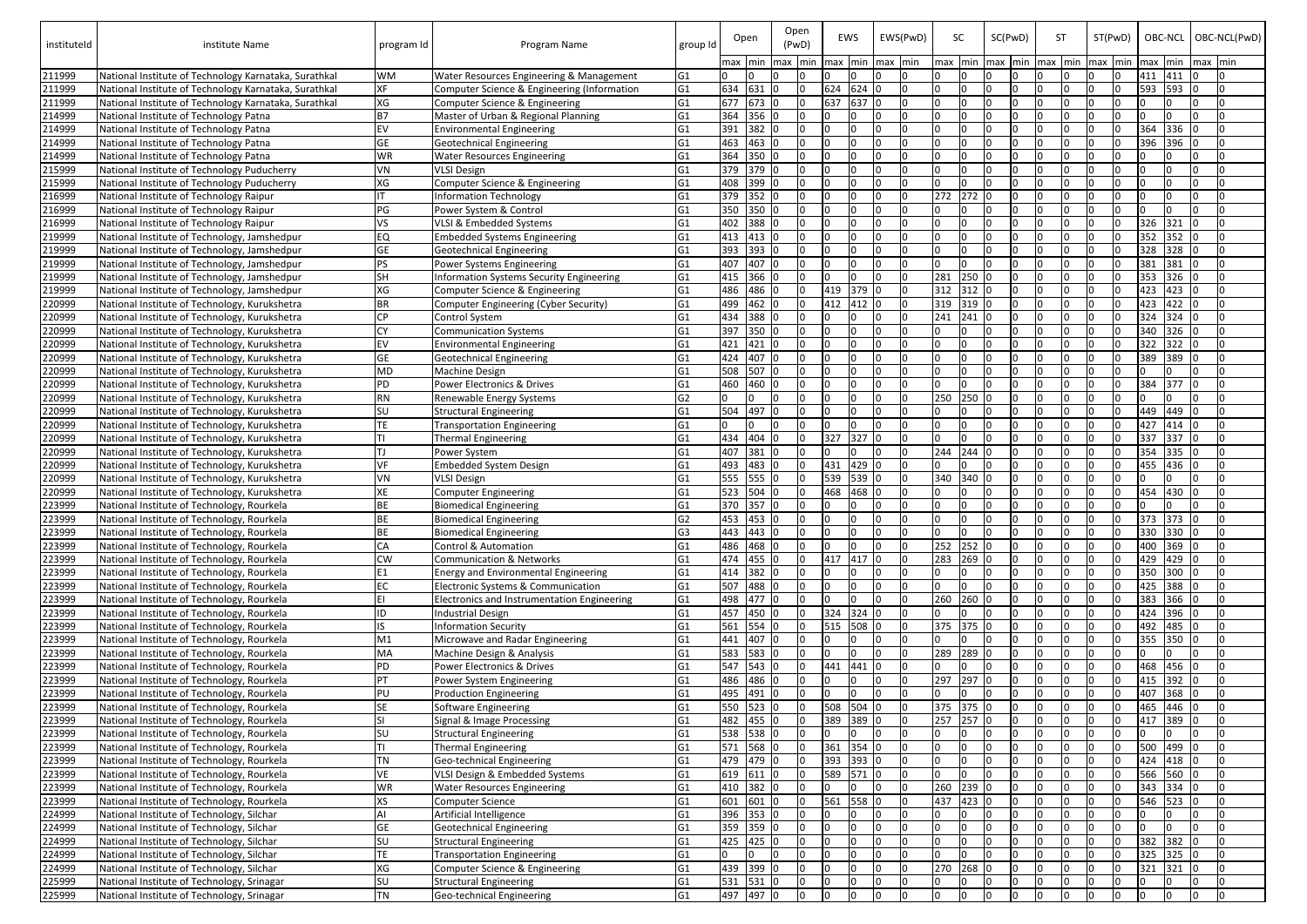| instituteId | institute Name | program Id | Program Name | group Id | Open | | Open (PwD) | | EWS | | EWS(PwD) | | SC | | SC(PwD) | | ST | | ST(PwD) | | OBC-NCL | | OBC-NCL(PwD) | |
|---|---|---|---|---|---|---|---|---|---|---|---|---|---|---|---|---|---|---|---|---|---|---|---|---|
| | | | | | max | min | max | min | max | min | max | min | max | min | max | min | max | min | max | min | max | min | max | min |
| 211999 | National Institute of Technology Karnataka, Surathkal | WM | Water Resources Engineering & Management | G1 | 0 | 0 | 0 | 0 | 0 | 0 | 0 | 0 | 0 | 0 | 0 | 0 | 0 | 0 | 0 | 0 | 411 | 411 | 0 | 0 |
| 211999 | National Institute of Technology Karnataka, Surathkal | XF | Computer Science & Engineering (Information | G1 | 634 | 631 | 0 | 0 | 624 | 624 | 0 | 0 | 0 | 0 | 0 | 0 | 0 | 0 | 0 | 0 | 593 | 593 | 0 | 0 |
| 211999 | National Institute of Technology Karnataka, Surathkal | XG | Computer Science & Engineering | G1 | 677 | 673 | 0 | 0 | 637 | 637 | 0 | 0 | 0 | 0 | 0 | 0 | 0 | 0 | 0 | 0 | 0 | 0 | 0 | 0 |
| 214999 | National Institute of Technology Patna | B7 | Master of Urban & Regional Planning | G1 | 364 | 356 | 0 | 0 | 0 | 0 | 0 | 0 | 0 | 0 | 0 | 0 | 0 | 0 | 0 | 0 | 0 | 0 | 0 | 0 |
| 214999 | National Institute of Technology Patna | EV | Environmental Engineering | G1 | 391 | 382 | 0 | 0 | 0 | 0 | 0 | 0 | 0 | 0 | 0 | 0 | 0 | 0 | 0 | 0 | 364 | 336 | 0 | 0 |
| 214999 | National Institute of Technology Patna | GE | Geotechnical Engineering | G1 | 463 | 463 | 0 | 0 | 0 | 0 | 0 | 0 | 0 | 0 | 0 | 0 | 0 | 0 | 0 | 0 | 396 | 396 | 0 | 0 |
| 214999 | National Institute of Technology Patna | WR | Water Resources Engineering | G1 | 364 | 350 | 0 | 0 | 0 | 0 | 0 | 0 | 0 | 0 | 0 | 0 | 0 | 0 | 0 | 0 | 0 | 0 | 0 | 0 |
| 215999 | National Institute of Technology Puducherry | VN | VLSI Design | G1 | 379 | 379 | 0 | 0 | 0 | 0 | 0 | 0 | 0 | 0 | 0 | 0 | 0 | 0 | 0 | 0 | 0 | 0 | 0 | 0 |
| 215999 | National Institute of Technology Puducherry | XG | Computer Science & Engineering | G1 | 408 | 399 | 0 | 0 | 0 | 0 | 0 | 0 | 0 | 0 | 0 | 0 | 0 | 0 | 0 | 0 | 0 | 0 | 0 | 0 |
| 216999 | National Institute of Technology Raipur | IT | Information Technology | G1 | 379 | 352 | 0 | 0 | 0 | 0 | 0 | 0 | 272 | 272 | 0 | 0 | 0 | 0 | 0 | 0 | 0 | 0 | 0 | 0 |
| 216999 | National Institute of Technology Raipur | PG | Power System & Control | G1 | 350 | 350 | 0 | 0 | 0 | 0 | 0 | 0 | 0 | 0 | 0 | 0 | 0 | 0 | 0 | 0 | 0 | 0 | 0 | 0 |
| 216999 | National Institute of Technology Raipur | VS | VLSI & Embedded Systems | G1 | 402 | 388 | 0 | 0 | 0 | 0 | 0 | 0 | 0 | 0 | 0 | 0 | 0 | 0 | 0 | 0 | 326 | 321 | 0 | 0 |
| 219999 | National Institute of Technology, Jamshedpur | EQ | Embedded Systems Engineering | G1 | 413 | 413 | 0 | 0 | 0 | 0 | 0 | 0 | 0 | 0 | 0 | 0 | 0 | 0 | 0 | 0 | 352 | 352 | 0 | 0 |
| 219999 | National Institute of Technology, Jamshedpur | GE | Geotechnical Engineering | G1 | 393 | 393 | 0 | 0 | 0 | 0 | 0 | 0 | 0 | 0 | 0 | 0 | 0 | 0 | 0 | 0 | 328 | 328 | 0 | 0 |
| 219999 | National Institute of Technology, Jamshedpur | PS | Power Systems Engineering | G1 | 407 | 407 | 0 | 0 | 0 | 0 | 0 | 0 | 0 | 0 | 0 | 0 | 0 | 0 | 0 | 0 | 381 | 381 | 0 | 0 |
| 219999 | National Institute of Technology, Jamshedpur | SH | Information Systems Security Engineering | G1 | 415 | 366 | 0 | 0 | 0 | 0 | 0 | 0 | 281 | 250 | 0 | 0 | 0 | 0 | 0 | 0 | 353 | 326 | 0 | 0 |
| 219999 | National Institute of Technology, Jamshedpur | XG | Computer Science & Engineering | G1 | 486 | 486 | 0 | 0 | 419 | 379 | 0 | 0 | 312 | 312 | 0 | 0 | 0 | 0 | 0 | 0 | 423 | 423 | 0 | 0 |
| 220999 | National Institute of Technology, Kurukshetra | BR | Computer Engineering (Cyber Security) | G1 | 499 | 462 | 0 | 0 | 412 | 412 | 0 | 0 | 319 | 319 | 0 | 0 | 0 | 0 | 0 | 0 | 423 | 422 | 0 | 0 |
| 220999 | National Institute of Technology, Kurukshetra | CP | Control System | G1 | 434 | 388 | 0 | 0 | 0 | 0 | 0 | 0 | 241 | 241 | 0 | 0 | 0 | 0 | 0 | 0 | 324 | 324 | 0 | 0 |
| 220999 | National Institute of Technology, Kurukshetra | CY | Communication Systems | G1 | 397 | 350 | 0 | 0 | 0 | 0 | 0 | 0 | 0 | 0 | 0 | 0 | 0 | 0 | 0 | 0 | 340 | 326 | 0 | 0 |
| 220999 | National Institute of Technology, Kurukshetra | EV | Environmental Engineering | G1 | 421 | 421 | 0 | 0 | 0 | 0 | 0 | 0 | 0 | 0 | 0 | 0 | 0 | 0 | 0 | 0 | 322 | 322 | 0 | 0 |
| 220999 | National Institute of Technology, Kurukshetra | GE | Geotechnical Engineering | G1 | 424 | 407 | 0 | 0 | 0 | 0 | 0 | 0 | 0 | 0 | 0 | 0 | 0 | 0 | 0 | 0 | 389 | 389 | 0 | 0 |
| 220999 | National Institute of Technology, Kurukshetra | MD | Machine Design | G1 | 508 | 507 | 0 | 0 | 0 | 0 | 0 | 0 | 0 | 0 | 0 | 0 | 0 | 0 | 0 | 0 | 0 | 0 | 0 | 0 |
| 220999 | National Institute of Technology, Kurukshetra | PD | Power Electronics & Drives | G1 | 460 | 460 | 0 | 0 | 0 | 0 | 0 | 0 | 0 | 0 | 0 | 0 | 0 | 0 | 0 | 0 | 384 | 377 | 0 | 0 |
| 220999 | National Institute of Technology, Kurukshetra | RN | Renewable Energy Systems | G2 | 0 | 0 | 0 | 0 | 0 | 0 | 0 | 0 | 250 | 250 | 0 | 0 | 0 | 0 | 0 | 0 | 0 | 0 | 0 | 0 |
| 220999 | National Institute of Technology, Kurukshetra | SU | Structural Engineering | G1 | 504 | 497 | 0 | 0 | 0 | 0 | 0 | 0 | 0 | 0 | 0 | 0 | 0 | 0 | 0 | 0 | 449 | 449 | 0 | 0 |
| 220999 | National Institute of Technology, Kurukshetra | TE | Transportation Engineering | G1 | 0 | 0 | 0 | 0 | 0 | 0 | 0 | 0 | 0 | 0 | 0 | 0 | 0 | 0 | 0 | 0 | 427 | 414 | 0 | 0 |
| 220999 | National Institute of Technology, Kurukshetra | TI | Thermal Engineering | G1 | 434 | 404 | 0 | 0 | 327 | 327 | 0 | 0 | 0 | 0 | 0 | 0 | 0 | 0 | 0 | 0 | 337 | 337 | 0 | 0 |
| 220999 | National Institute of Technology, Kurukshetra | TJ | Power System | G1 | 407 | 381 | 0 | 0 | 0 | 0 | 0 | 0 | 244 | 244 | 0 | 0 | 0 | 0 | 0 | 0 | 354 | 335 | 0 | 0 |
| 220999 | National Institute of Technology, Kurukshetra | VF | Embedded System Design | G1 | 493 | 483 | 0 | 0 | 431 | 429 | 0 | 0 | 0 | 0 | 0 | 0 | 0 | 0 | 0 | 0 | 455 | 436 | 0 | 0 |
| 220999 | National Institute of Technology, Kurukshetra | VN | VLSI Design | G1 | 555 | 555 | 0 | 0 | 539 | 539 | 0 | 0 | 340 | 340 | 0 | 0 | 0 | 0 | 0 | 0 | 0 | 0 | 0 | 0 |
| 220999 | National Institute of Technology, Kurukshetra | XE | Computer Engineering | G1 | 523 | 504 | 0 | 0 | 468 | 468 | 0 | 0 | 0 | 0 | 0 | 0 | 0 | 0 | 0 | 0 | 454 | 430 | 0 | 0 |
| 223999 | National Institute of Technology, Rourkela | BE | Biomedical Engineering | G1 | 370 | 357 | 0 | 0 | 0 | 0 | 0 | 0 | 0 | 0 | 0 | 0 | 0 | 0 | 0 | 0 | 0 | 0 | 0 | 0 |
| 223999 | National Institute of Technology, Rourkela | BE | Biomedical Engineering | G2 | 453 | 453 | 0 | 0 | 0 | 0 | 0 | 0 | 0 | 0 | 0 | 0 | 0 | 0 | 0 | 0 | 373 | 373 | 0 | 0 |
| 223999 | National Institute of Technology, Rourkela | BE | Biomedical Engineering | G3 | 443 | 443 | 0 | 0 | 0 | 0 | 0 | 0 | 0 | 0 | 0 | 0 | 0 | 0 | 0 | 0 | 330 | 330 | 0 | 0 |
| 223999 | National Institute of Technology, Rourkela | CA | Control & Automation | G1 | 486 | 468 | 0 | 0 | 0 | 0 | 0 | 0 | 252 | 252 | 0 | 0 | 0 | 0 | 0 | 0 | 400 | 369 | 0 | 0 |
| 223999 | National Institute of Technology, Rourkela | CW | Communication & Networks | G1 | 474 | 455 | 0 | 0 | 417 | 417 | 0 | 0 | 283 | 269 | 0 | 0 | 0 | 0 | 0 | 0 | 429 | 429 | 0 | 0 |
| 223999 | National Institute of Technology, Rourkela | E1 | Energy and Environmental Engineering | G1 | 414 | 382 | 0 | 0 | 0 | 0 | 0 | 0 | 0 | 0 | 0 | 0 | 0 | 0 | 0 | 0 | 350 | 300 | 0 | 0 |
| 223999 | National Institute of Technology, Rourkela | EC | Electronic Systems & Communication | G1 | 507 | 488 | 0 | 0 | 0 | 0 | 0 | 0 | 0 | 0 | 0 | 0 | 0 | 0 | 0 | 0 | 425 | 388 | 0 | 0 |
| 223999 | National Institute of Technology, Rourkela | EI | Electronics and Instrumentation Engineering | G1 | 498 | 477 | 0 | 0 | 0 | 0 | 0 | 0 | 260 | 260 | 0 | 0 | 0 | 0 | 0 | 0 | 383 | 366 | 0 | 0 |
| 223999 | National Institute of Technology, Rourkela | ID | Industrial Design | G1 | 457 | 450 | 0 | 0 | 324 | 324 | 0 | 0 | 0 | 0 | 0 | 0 | 0 | 0 | 0 | 0 | 424 | 396 | 0 | 0 |
| 223999 | National Institute of Technology, Rourkela | IS | Information Security | G1 | 561 | 554 | 0 | 0 | 515 | 508 | 0 | 0 | 375 | 375 | 0 | 0 | 0 | 0 | 0 | 0 | 492 | 485 | 0 | 0 |
| 223999 | National Institute of Technology, Rourkela | M1 | Microwave and Radar Engineering | G1 | 441 | 407 | 0 | 0 | 0 | 0 | 0 | 0 | 0 | 0 | 0 | 0 | 0 | 0 | 0 | 0 | 355 | 350 | 0 | 0 |
| 223999 | National Institute of Technology, Rourkela | MA | Machine Design & Analysis | G1 | 583 | 583 | 0 | 0 | 0 | 0 | 0 | 0 | 289 | 289 | 0 | 0 | 0 | 0 | 0 | 0 | 0 | 0 | 0 | 0 |
| 223999 | National Institute of Technology, Rourkela | PD | Power Electronics & Drives | G1 | 547 | 543 | 0 | 0 | 441 | 441 | 0 | 0 | 0 | 0 | 0 | 0 | 0 | 0 | 0 | 0 | 468 | 456 | 0 | 0 |
| 223999 | National Institute of Technology, Rourkela | PT | Power System Engineering | G1 | 486 | 486 | 0 | 0 | 0 | 0 | 0 | 0 | 297 | 297 | 0 | 0 | 0 | 0 | 0 | 0 | 415 | 392 | 0 | 0 |
| 223999 | National Institute of Technology, Rourkela | PU | Production Engineering | G1 | 495 | 491 | 0 | 0 | 0 | 0 | 0 | 0 | 0 | 0 | 0 | 0 | 0 | 0 | 0 | 0 | 407 | 368 | 0 | 0 |
| 223999 | National Institute of Technology, Rourkela | SE | Software Engineering | G1 | 550 | 523 | 0 | 0 | 508 | 504 | 0 | 0 | 375 | 375 | 0 | 0 | 0 | 0 | 0 | 0 | 465 | 446 | 0 | 0 |
| 223999 | National Institute of Technology, Rourkela | SI | Signal & Image Processing | G1 | 482 | 455 | 0 | 0 | 389 | 389 | 0 | 0 | 257 | 257 | 0 | 0 | 0 | 0 | 0 | 0 | 417 | 389 | 0 | 0 |
| 223999 | National Institute of Technology, Rourkela | SU | Structural Engineering | G1 | 538 | 538 | 0 | 0 | 0 | 0 | 0 | 0 | 0 | 0 | 0 | 0 | 0 | 0 | 0 | 0 | 0 | 0 | 0 | 0 |
| 223999 | National Institute of Technology, Rourkela | TI | Thermal Engineering | G1 | 571 | 568 | 0 | 0 | 361 | 354 | 0 | 0 | 0 | 0 | 0 | 0 | 0 | 0 | 0 | 0 | 500 | 499 | 0 | 0 |
| 223999 | National Institute of Technology, Rourkela | TN | Geo-technical Engineering | G1 | 479 | 479 | 0 | 0 | 393 | 393 | 0 | 0 | 0 | 0 | 0 | 0 | 0 | 0 | 0 | 0 | 424 | 418 | 0 | 0 |
| 223999 | National Institute of Technology, Rourkela | VE | VLSI Design & Embedded Systems | G1 | 619 | 611 | 0 | 0 | 589 | 571 | 0 | 0 | 0 | 0 | 0 | 0 | 0 | 0 | 0 | 0 | 566 | 560 | 0 | 0 |
| 223999 | National Institute of Technology, Rourkela | WR | Water Resources Engineering | G1 | 410 | 382 | 0 | 0 | 0 | 0 | 0 | 0 | 260 | 239 | 0 | 0 | 0 | 0 | 0 | 0 | 343 | 334 | 0 | 0 |
| 223999 | National Institute of Technology, Rourkela | XS | Computer Science | G1 | 601 | 601 | 0 | 0 | 561 | 558 | 0 | 0 | 437 | 423 | 0 | 0 | 0 | 0 | 0 | 0 | 546 | 523 | 0 | 0 |
| 224999 | National Institute of Technology, Silchar | AI | Artificial Intelligence | G1 | 396 | 353 | 0 | 0 | 0 | 0 | 0 | 0 | 0 | 0 | 0 | 0 | 0 | 0 | 0 | 0 | 0 | 0 | 0 | 0 |
| 224999 | National Institute of Technology, Silchar | GE | Geotechnical Engineering | G1 | 359 | 359 | 0 | 0 | 0 | 0 | 0 | 0 | 0 | 0 | 0 | 0 | 0 | 0 | 0 | 0 | 0 | 0 | 0 | 0 |
| 224999 | National Institute of Technology, Silchar | SU | Structural Engineering | G1 | 425 | 425 | 0 | 0 | 0 | 0 | 0 | 0 | 0 | 0 | 0 | 0 | 0 | 0 | 0 | 0 | 382 | 382 | 0 | 0 |
| 224999 | National Institute of Technology, Silchar | TE | Transportation Engineering | G1 | 0 | 0 | 0 | 0 | 0 | 0 | 0 | 0 | 0 | 0 | 0 | 0 | 0 | 0 | 0 | 0 | 325 | 325 | 0 | 0 |
| 224999 | National Institute of Technology, Silchar | XG | Computer Science & Engineering | G1 | 439 | 399 | 0 | 0 | 0 | 0 | 0 | 0 | 270 | 268 | 0 | 0 | 0 | 0 | 0 | 0 | 321 | 321 | 0 | 0 |
| 225999 | National Institute of Technology, Srinagar | SU | Structural Engineering | G1 | 531 | 531 | 0 | 0 | 0 | 0 | 0 | 0 | 0 | 0 | 0 | 0 | 0 | 0 | 0 | 0 | 0 | 0 | 0 | 0 |
| 225999 | National Institute of Technology, Srinagar | TN | Geo-technical Engineering | G1 | 497 | 497 | 0 | 0 | 0 | 0 | 0 | 0 | 0 | 0 | 0 | 0 | 0 | 0 | 0 | 0 | 0 | 0 | 0 | 0 |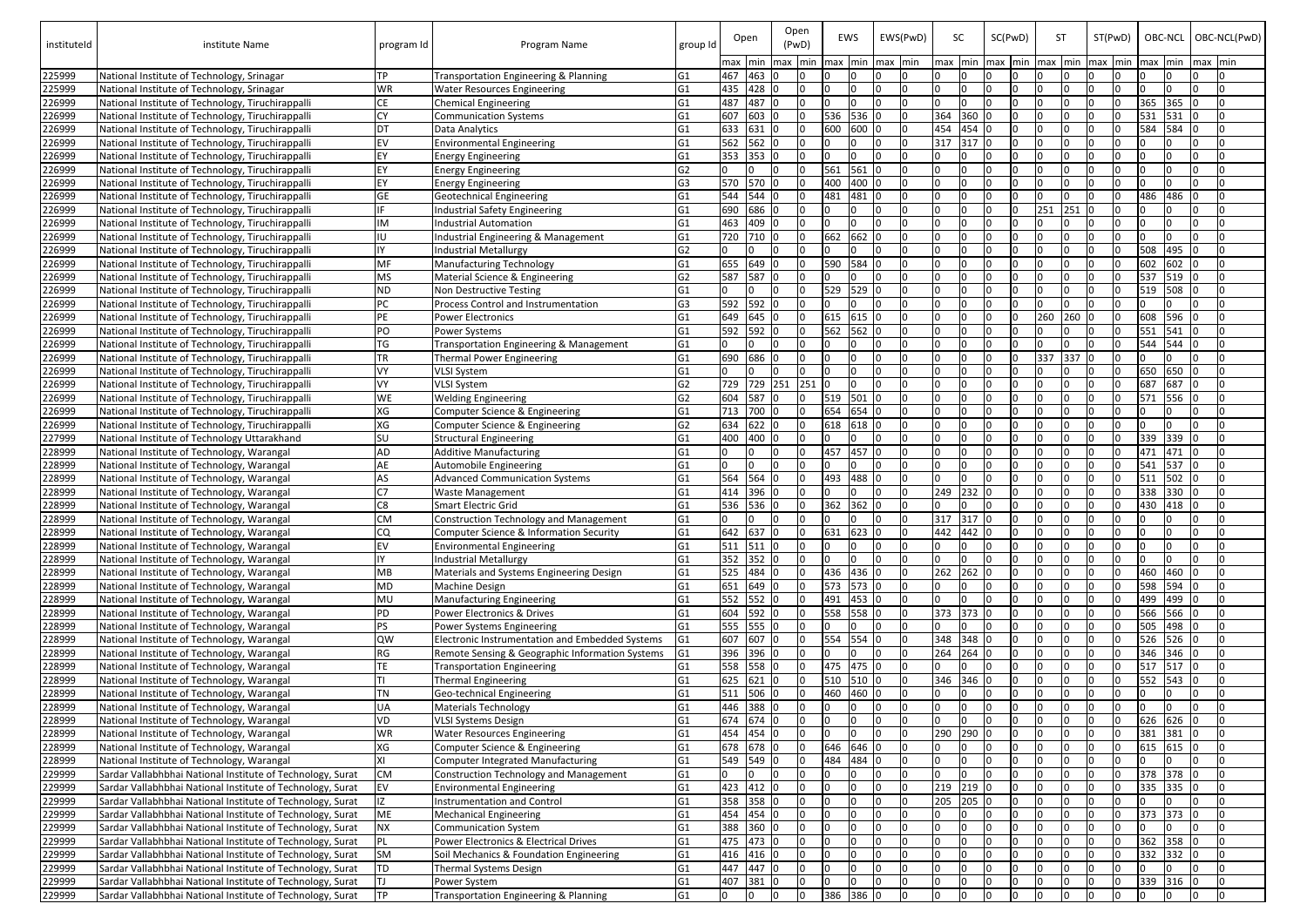| instituteId | institute Name | program Id | Program Name | group Id | Open | | Open (PwD) | | EWS | | EWS(PwD) | | SC | | SC(PwD) | | ST | | ST(PwD) | | OBC-NCL | | OBC-NCL(PwD) | |
|---|---|---|---|---|---|---|---|---|---|---|---|---|---|---|---|---|---|---|---|---|---|---|---|---|
| | | | | | max | min | max | min | max | min | max | min | max | min | max | min | max | min | max | min | max | min | max | min |
| 225999 | National Institute of Technology, Srinagar | TP | Transportation Engineering & Planning | G1 | 467 | 463 | 0 | 0 | 0 | 0 | 0 | 0 | 0 | 0 | 0 | 0 | 0 | 0 | 0 | 0 | 0 | 0 | 0 | 0 |
| 225999 | National Institute of Technology, Srinagar | WR | Water Resources Engineering | G1 | 435 | 428 | 0 | 0 | 0 | 0 | 0 | 0 | 0 | 0 | 0 | 0 | 0 | 0 | 0 | 0 | 0 | 0 | 0 | 0 |
| 226999 | National Institute of Technology, Tiruchirappalli | CE | Chemical Engineering | G1 | 487 | 487 | 0 | 0 | 0 | 0 | 0 | 0 | 0 | 0 | 0 | 0 | 0 | 0 | 0 | 0 | 365 | 365 | 0 | 0 |
| 226999 | National Institute of Technology, Tiruchirappalli | CY | Communication Systems | G1 | 607 | 603 | 0 | 0 | 536 | 536 | 0 | 0 | 364 | 360 | 0 | 0 | 0 | 0 | 0 | 0 | 531 | 531 | 0 | 0 |
| 226999 | National Institute of Technology, Tiruchirappalli | DT | Data Analytics | G1 | 633 | 631 | 0 | 0 | 600 | 600 | 0 | 0 | 454 | 454 | 0 | 0 | 0 | 0 | 0 | 0 | 584 | 584 | 0 | 0 |
| 226999 | National Institute of Technology, Tiruchirappalli | EV | Environmental Engineering | G1 | 562 | 562 | 0 | 0 | 0 | 0 | 0 | 0 | 317 | 317 | 0 | 0 | 0 | 0 | 0 | 0 | 0 | 0 | 0 | 0 |
| 226999 | National Institute of Technology, Tiruchirappalli | EY | Energy Engineering | G1 | 353 | 353 | 0 | 0 | 0 | 0 | 0 | 0 | 0 | 0 | 0 | 0 | 0 | 0 | 0 | 0 | 0 | 0 | 0 | 0 |
| 226999 | National Institute of Technology, Tiruchirappalli | EY | Energy Engineering | G2 | 0 | 0 | 0 | 0 | 561 | 561 | 0 | 0 | 0 | 0 | 0 | 0 | 0 | 0 | 0 | 0 | 0 | 0 | 0 | 0 |
| 226999 | National Institute of Technology, Tiruchirappalli | EY | Energy Engineering | G3 | 570 | 570 | 0 | 0 | 400 | 400 | 0 | 0 | 0 | 0 | 0 | 0 | 0 | 0 | 0 | 0 | 0 | 0 | 0 | 0 |
| 226999 | National Institute of Technology, Tiruchirappalli | GE | Geotechnical Engineering | G1 | 544 | 544 | 0 | 0 | 481 | 481 | 0 | 0 | 0 | 0 | 0 | 0 | 0 | 0 | 0 | 0 | 486 | 486 | 0 | 0 |
| 226999 | National Institute of Technology, Tiruchirappalli | IF | Industrial Safety Engineering | G1 | 690 | 686 | 0 | 0 | 0 | 0 | 0 | 0 | 0 | 0 | 0 | 0 | 251 | 251 | 0 | 0 | 0 | 0 | 0 | 0 |
| 226999 | National Institute of Technology, Tiruchirappalli | IM | Industrial Automation | G1 | 463 | 409 | 0 | 0 | 0 | 0 | 0 | 0 | 0 | 0 | 0 | 0 | 0 | 0 | 0 | 0 | 0 | 0 | 0 | 0 |
| 226999 | National Institute of Technology, Tiruchirappalli | IU | Industrial Engineering & Management | G1 | 720 | 710 | 0 | 0 | 662 | 662 | 0 | 0 | 0 | 0 | 0 | 0 | 0 | 0 | 0 | 0 | 0 | 0 | 0 | 0 |
| 226999 | National Institute of Technology, Tiruchirappalli | IY | Industrial Metallurgy | G2 | 0 | 0 | 0 | 0 | 0 | 0 | 0 | 0 | 0 | 0 | 0 | 0 | 0 | 0 | 0 | 0 | 508 | 495 | 0 | 0 |
| 226999 | National Institute of Technology, Tiruchirappalli | MF | Manufacturing Technology | G1 | 655 | 649 | 0 | 0 | 590 | 584 | 0 | 0 | 0 | 0 | 0 | 0 | 0 | 0 | 0 | 0 | 602 | 602 | 0 | 0 |
| 226999 | National Institute of Technology, Tiruchirappalli | MS | Material Science & Engineering | G2 | 587 | 587 | 0 | 0 | 0 | 0 | 0 | 0 | 0 | 0 | 0 | 0 | 0 | 0 | 0 | 0 | 537 | 519 | 0 | 0 |
| 226999 | National Institute of Technology, Tiruchirappalli | ND | Non Destructive Testing | G1 | 0 | 0 | 0 | 0 | 529 | 529 | 0 | 0 | 0 | 0 | 0 | 0 | 0 | 0 | 0 | 0 | 519 | 508 | 0 | 0 |
| 226999 | National Institute of Technology, Tiruchirappalli | PC | Process Control and Instrumentation | G3 | 592 | 592 | 0 | 0 | 0 | 0 | 0 | 0 | 0 | 0 | 0 | 0 | 0 | 0 | 0 | 0 | 0 | 0 | 0 | 0 |
| 226999 | National Institute of Technology, Tiruchirappalli | PE | Power Electronics | G1 | 649 | 645 | 0 | 0 | 615 | 615 | 0 | 0 | 0 | 0 | 0 | 0 | 260 | 260 | 0 | 0 | 608 | 596 | 0 | 0 |
| 226999 | National Institute of Technology, Tiruchirappalli | PO | Power Systems | G1 | 592 | 592 | 0 | 0 | 562 | 562 | 0 | 0 | 0 | 0 | 0 | 0 | 0 | 0 | 0 | 0 | 551 | 541 | 0 | 0 |
| 226999 | National Institute of Technology, Tiruchirappalli | TG | Transportation Engineering & Management | G1 | 0 | 0 | 0 | 0 | 0 | 0 | 0 | 0 | 0 | 0 | 0 | 0 | 0 | 0 | 0 | 0 | 544 | 544 | 0 | 0 |
| 226999 | National Institute of Technology, Tiruchirappalli | TR | Thermal Power Engineering | G1 | 690 | 686 | 0 | 0 | 0 | 0 | 0 | 0 | 0 | 0 | 0 | 0 | 337 | 337 | 0 | 0 | 0 | 0 | 0 | 0 |
| 226999 | National Institute of Technology, Tiruchirappalli | VY | VLSI System | G1 | 0 | 0 | 0 | 0 | 0 | 0 | 0 | 0 | 0 | 0 | 0 | 0 | 0 | 0 | 0 | 0 | 650 | 650 | 0 | 0 |
| 226999 | National Institute of Technology, Tiruchirappalli | VY | VLSI System | G2 | 729 | 729 | 251 | 251 | 0 | 0 | 0 | 0 | 0 | 0 | 0 | 0 | 0 | 0 | 0 | 0 | 687 | 687 | 0 | 0 |
| 226999 | National Institute of Technology, Tiruchirappalli | WE | Welding Engineering | G2 | 604 | 587 | 0 | 0 | 519 | 501 | 0 | 0 | 0 | 0 | 0 | 0 | 0 | 0 | 0 | 0 | 571 | 556 | 0 | 0 |
| 226999 | National Institute of Technology, Tiruchirappalli | XG | Computer Science & Engineering | G1 | 713 | 700 | 0 | 0 | 654 | 654 | 0 | 0 | 0 | 0 | 0 | 0 | 0 | 0 | 0 | 0 | 0 | 0 | 0 | 0 |
| 226999 | National Institute of Technology, Tiruchirappalli | XG | Computer Science & Engineering | G2 | 634 | 622 | 0 | 0 | 618 | 618 | 0 | 0 | 0 | 0 | 0 | 0 | 0 | 0 | 0 | 0 | 0 | 0 | 0 | 0 |
| 227999 | National Institute of Technology Uttarakhand | SU | Structural Engineering | G1 | 400 | 400 | 0 | 0 | 0 | 0 | 0 | 0 | 0 | 0 | 0 | 0 | 0 | 0 | 0 | 0 | 339 | 339 | 0 | 0 |
| 228999 | National Institute of Technology, Warangal | AD | Additive Manufacturing | G1 | 0 | 0 | 0 | 0 | 457 | 457 | 0 | 0 | 0 | 0 | 0 | 0 | 0 | 0 | 0 | 0 | 471 | 471 | 0 | 0 |
| 228999 | National Institute of Technology, Warangal | AE | Automobile Engineering | G1 | 0 | 0 | 0 | 0 | 0 | 0 | 0 | 0 | 0 | 0 | 0 | 0 | 0 | 0 | 0 | 0 | 541 | 537 | 0 | 0 |
| 228999 | National Institute of Technology, Warangal | AS | Advanced Communication Systems | G1 | 564 | 564 | 0 | 0 | 493 | 488 | 0 | 0 | 0 | 0 | 0 | 0 | 0 | 0 | 0 | 0 | 511 | 502 | 0 | 0 |
| 228999 | National Institute of Technology, Warangal | C7 | Waste Management | G1 | 414 | 396 | 0 | 0 | 0 | 0 | 0 | 0 | 249 | 232 | 0 | 0 | 0 | 0 | 0 | 0 | 338 | 330 | 0 | 0 |
| 228999 | National Institute of Technology, Warangal | C8 | Smart Electric Grid | G1 | 536 | 536 | 0 | 0 | 362 | 362 | 0 | 0 | 0 | 0 | 0 | 0 | 0 | 0 | 0 | 0 | 430 | 418 | 0 | 0 |
| 228999 | National Institute of Technology, Warangal | CM | Construction Technology and Management | G1 | 0 | 0 | 0 | 0 | 0 | 0 | 0 | 0 | 317 | 317 | 0 | 0 | 0 | 0 | 0 | 0 | 0 | 0 | 0 | 0 |
| 228999 | National Institute of Technology, Warangal | CQ | Computer Science & Information Security | G1 | 642 | 637 | 0 | 0 | 631 | 623 | 0 | 0 | 442 | 442 | 0 | 0 | 0 | 0 | 0 | 0 | 0 | 0 | 0 | 0 |
| 228999 | National Institute of Technology, Warangal | EV | Environmental Engineering | G1 | 511 | 511 | 0 | 0 | 0 | 0 | 0 | 0 | 0 | 0 | 0 | 0 | 0 | 0 | 0 | 0 | 0 | 0 | 0 | 0 |
| 228999 | National Institute of Technology, Warangal | IY | Industrial Metallurgy | G1 | 352 | 352 | 0 | 0 | 0 | 0 | 0 | 0 | 0 | 0 | 0 | 0 | 0 | 0 | 0 | 0 | 0 | 0 | 0 | 0 |
| 228999 | National Institute of Technology, Warangal | MB | Materials and Systems Engineering Design | G1 | 525 | 484 | 0 | 0 | 436 | 436 | 0 | 0 | 262 | 262 | 0 | 0 | 0 | 0 | 0 | 0 | 460 | 460 | 0 | 0 |
| 228999 | National Institute of Technology, Warangal | MD | Machine Design | G1 | 651 | 649 | 0 | 0 | 573 | 573 | 0 | 0 | 0 | 0 | 0 | 0 | 0 | 0 | 0 | 0 | 598 | 594 | 0 | 0 |
| 228999 | National Institute of Technology, Warangal | MU | Manufacturing Engineering | G1 | 552 | 552 | 0 | 0 | 491 | 453 | 0 | 0 | 0 | 0 | 0 | 0 | 0 | 0 | 0 | 0 | 499 | 499 | 0 | 0 |
| 228999 | National Institute of Technology, Warangal | PD | Power Electronics & Drives | G1 | 604 | 592 | 0 | 0 | 558 | 558 | 0 | 0 | 373 | 373 | 0 | 0 | 0 | 0 | 0 | 0 | 566 | 566 | 0 | 0 |
| 228999 | National Institute of Technology, Warangal | PS | Power Systems Engineering | G1 | 555 | 555 | 0 | 0 | 0 | 0 | 0 | 0 | 0 | 0 | 0 | 0 | 0 | 0 | 0 | 0 | 505 | 498 | 0 | 0 |
| 228999 | National Institute of Technology, Warangal | QW | Electronic Instrumentation and Embedded Systems | G1 | 607 | 607 | 0 | 0 | 554 | 554 | 0 | 0 | 348 | 348 | 0 | 0 | 0 | 0 | 0 | 0 | 526 | 526 | 0 | 0 |
| 228999 | National Institute of Technology, Warangal | RG | Remote Sensing & Geographic Information Systems | G1 | 396 | 396 | 0 | 0 | 0 | 0 | 0 | 0 | 264 | 264 | 0 | 0 | 0 | 0 | 0 | 0 | 346 | 346 | 0 | 0 |
| 228999 | National Institute of Technology, Warangal | TE | Transportation Engineering | G1 | 558 | 558 | 0 | 0 | 475 | 475 | 0 | 0 | 0 | 0 | 0 | 0 | 0 | 0 | 0 | 0 | 517 | 517 | 0 | 0 |
| 228999 | National Institute of Technology, Warangal | TI | Thermal Engineering | G1 | 625 | 621 | 0 | 0 | 510 | 510 | 0 | 0 | 346 | 346 | 0 | 0 | 0 | 0 | 0 | 0 | 552 | 543 | 0 | 0 |
| 228999 | National Institute of Technology, Warangal | TN | Geo-technical Engineering | G1 | 511 | 506 | 0 | 0 | 460 | 460 | 0 | 0 | 0 | 0 | 0 | 0 | 0 | 0 | 0 | 0 | 0 | 0 | 0 | 0 |
| 228999 | National Institute of Technology, Warangal | UA | Materials Technology | G1 | 446 | 388 | 0 | 0 | 0 | 0 | 0 | 0 | 0 | 0 | 0 | 0 | 0 | 0 | 0 | 0 | 0 | 0 | 0 | 0 |
| 228999 | National Institute of Technology, Warangal | VD | VLSI Systems Design | G1 | 674 | 674 | 0 | 0 | 0 | 0 | 0 | 0 | 0 | 0 | 0 | 0 | 0 | 0 | 0 | 0 | 626 | 626 | 0 | 0 |
| 228999 | National Institute of Technology, Warangal | WR | Water Resources Engineering | G1 | 454 | 454 | 0 | 0 | 0 | 0 | 0 | 0 | 290 | 290 | 0 | 0 | 0 | 0 | 0 | 0 | 381 | 381 | 0 | 0 |
| 228999 | National Institute of Technology, Warangal | XG | Computer Science & Engineering | G1 | 678 | 678 | 0 | 0 | 646 | 646 | 0 | 0 | 0 | 0 | 0 | 0 | 0 | 0 | 0 | 0 | 615 | 615 | 0 | 0 |
| 228999 | National Institute of Technology, Warangal | XI | Computer Integrated Manufacturing | G1 | 549 | 549 | 0 | 0 | 484 | 484 | 0 | 0 | 0 | 0 | 0 | 0 | 0 | 0 | 0 | 0 | 0 | 0 | 0 | 0 |
| 229999 | Sardar Vallabhbhai National Institute of Technology, Surat | CM | Construction Technology and Management | G1 | 0 | 0 | 0 | 0 | 0 | 0 | 0 | 0 | 0 | 0 | 0 | 0 | 0 | 0 | 0 | 0 | 378 | 378 | 0 | 0 |
| 229999 | Sardar Vallabhbhai National Institute of Technology, Surat | EV | Environmental Engineering | G1 | 423 | 412 | 0 | 0 | 0 | 0 | 0 | 0 | 219 | 219 | 0 | 0 | 0 | 0 | 0 | 0 | 335 | 335 | 0 | 0 |
| 229999 | Sardar Vallabhbhai National Institute of Technology, Surat | IZ | Instrumentation and Control | G1 | 358 | 358 | 0 | 0 | 0 | 0 | 0 | 0 | 205 | 205 | 0 | 0 | 0 | 0 | 0 | 0 | 0 | 0 | 0 | 0 |
| 229999 | Sardar Vallabhbhai National Institute of Technology, Surat | ME | Mechanical Engineering | G1 | 454 | 454 | 0 | 0 | 0 | 0 | 0 | 0 | 0 | 0 | 0 | 0 | 0 | 0 | 0 | 0 | 373 | 373 | 0 | 0 |
| 229999 | Sardar Vallabhbhai National Institute of Technology, Surat | NX | Communication System | G1 | 388 | 360 | 0 | 0 | 0 | 0 | 0 | 0 | 0 | 0 | 0 | 0 | 0 | 0 | 0 | 0 | 0 | 0 | 0 | 0 |
| 229999 | Sardar Vallabhbhai National Institute of Technology, Surat | PL | Power Electronics & Electrical Drives | G1 | 475 | 473 | 0 | 0 | 0 | 0 | 0 | 0 | 0 | 0 | 0 | 0 | 0 | 0 | 0 | 0 | 362 | 358 | 0 | 0 |
| 229999 | Sardar Vallabhbhai National Institute of Technology, Surat | SM | Soil Mechanics & Foundation Engineering | G1 | 416 | 416 | 0 | 0 | 0 | 0 | 0 | 0 | 0 | 0 | 0 | 0 | 0 | 0 | 0 | 0 | 332 | 332 | 0 | 0 |
| 229999 | Sardar Vallabhbhai National Institute of Technology, Surat | TD | Thermal Systems Design | G1 | 447 | 447 | 0 | 0 | 0 | 0 | 0 | 0 | 0 | 0 | 0 | 0 | 0 | 0 | 0 | 0 | 0 | 0 | 0 | 0 |
| 229999 | Sardar Vallabhbhai National Institute of Technology, Surat | TJ | Power System | G1 | 407 | 381 | 0 | 0 | 0 | 0 | 0 | 0 | 0 | 0 | 0 | 0 | 0 | 0 | 0 | 0 | 339 | 316 | 0 | 0 |
| 229999 | Sardar Vallabhbhai National Institute of Technology, Surat | TP | Transportation Engineering & Planning | G1 | 0 | 0 | 0 | 0 | 386 | 386 | 0 | 0 | 0 | 0 | 0 | 0 | 0 | 0 | 0 | 0 | 0 | 0 | 0 | 0 |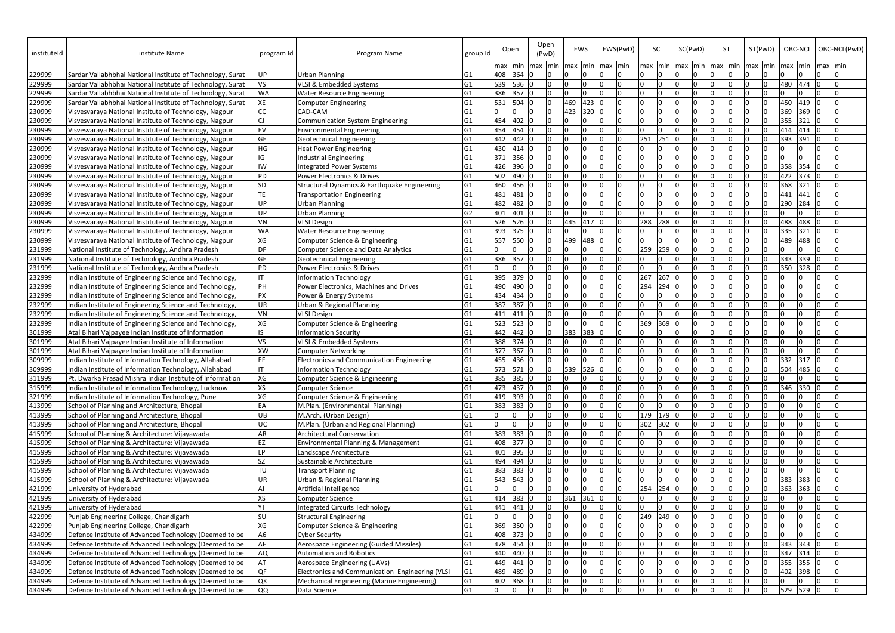| instituteId | institute Name | program Id | Program Name | group Id | Open | | Open (PwD) | | EWS | | EWS(PwD) | | SC | | SC(PwD) | | ST | | ST(PwD) | | OBC-NCL | | OBC-NCL(PwD) | |
|---|---|---|---|---|---|---|---|---|---|---|---|---|---|---|---|---|---|---|---|---|---|---|---|---|
| | | | | | max | min | max | min | max | min | max | min | max | min | max | min | max | min | max | min | max | min | max | min |
| 229999 | Sardar Vallabhbhai National Institute of Technology, Surat | UP | Urban Planning | G1 | 408 | 364 | 0 | 0 | 0 | 0 | 0 | 0 | 0 | 0 | 0 | 0 | 0 | 0 | 0 | 0 | 0 | 0 | 0 | 0 |
| 229999 | Sardar Vallabhbhai National Institute of Technology, Surat | VS | VLSI & Embedded Systems | G1 | 539 | 536 | 0 | 0 | 0 | 0 | 0 | 0 | 0 | 0 | 0 | 0 | 0 | 0 | 0 | 0 | 480 | 474 | 0 | 0 |
| 229999 | Sardar Vallabhbhai National Institute of Technology, Surat | WA | Water Resource Engineering | G1 | 386 | 357 | 0 | 0 | 0 | 0 | 0 | 0 | 0 | 0 | 0 | 0 | 0 | 0 | 0 | 0 | 0 | 0 | 0 | 0 |
| 229999 | Sardar Vallabhbhai National Institute of Technology, Surat | XE | Computer Engineering | G1 | 531 | 504 | 0 | 0 | 469 | 423 | 0 | 0 | 0 | 0 | 0 | 0 | 0 | 0 | 0 | 0 | 450 | 419 | 0 | 0 |
| 230999 | Visvesvaraya National Institute of Technology, Nagpur | CC | CAD-CAM | G1 | 0 | 0 | 0 | 0 | 423 | 320 | 0 | 0 | 0 | 0 | 0 | 0 | 0 | 0 | 0 | 0 | 369 | 369 | 0 | 0 |
| 230999 | Visvesvaraya National Institute of Technology, Nagpur | CJ | Communication System Engineering | G1 | 454 | 402 | 0 | 0 | 0 | 0 | 0 | 0 | 0 | 0 | 0 | 0 | 0 | 0 | 0 | 0 | 355 | 321 | 0 | 0 |
| 230999 | Visvesvaraya National Institute of Technology, Nagpur | EV | Environmental Engineering | G1 | 454 | 454 | 0 | 0 | 0 | 0 | 0 | 0 | 0 | 0 | 0 | 0 | 0 | 0 | 0 | 0 | 414 | 414 | 0 | 0 |
| 230999 | Visvesvaraya National Institute of Technology, Nagpur | GE | Geotechnical Engineering | G1 | 442 | 442 | 0 | 0 | 0 | 0 | 0 | 0 | 251 | 251 | 0 | 0 | 0 | 0 | 0 | 0 | 393 | 391 | 0 | 0 |
| 230999 | Visvesvaraya National Institute of Technology, Nagpur | HG | Heat Power Engineering | G1 | 430 | 414 | 0 | 0 | 0 | 0 | 0 | 0 | 0 | 0 | 0 | 0 | 0 | 0 | 0 | 0 | 0 | 0 | 0 | 0 |
| 230999 | Visvesvaraya National Institute of Technology, Nagpur | IG | Industrial Engineering | G1 | 371 | 356 | 0 | 0 | 0 | 0 | 0 | 0 | 0 | 0 | 0 | 0 | 0 | 0 | 0 | 0 | 0 | 0 | 0 | 0 |
| 230999 | Visvesvaraya National Institute of Technology, Nagpur | IW | Integrated Power Systems | G1 | 426 | 396 | 0 | 0 | 0 | 0 | 0 | 0 | 0 | 0 | 0 | 0 | 0 | 0 | 0 | 0 | 358 | 354 | 0 | 0 |
| 230999 | Visvesvaraya National Institute of Technology, Nagpur | PD | Power Electronics & Drives | G1 | 502 | 490 | 0 | 0 | 0 | 0 | 0 | 0 | 0 | 0 | 0 | 0 | 0 | 0 | 0 | 0 | 422 | 373 | 0 | 0 |
| 230999 | Visvesvaraya National Institute of Technology, Nagpur | SD | Structural Dynamics & Earthquake Engineering | G1 | 460 | 456 | 0 | 0 | 0 | 0 | 0 | 0 | 0 | 0 | 0 | 0 | 0 | 0 | 0 | 0 | 368 | 321 | 0 | 0 |
| 230999 | Visvesvaraya National Institute of Technology, Nagpur | TE | Transportation Engineering | G1 | 481 | 481 | 0 | 0 | 0 | 0 | 0 | 0 | 0 | 0 | 0 | 0 | 0 | 0 | 0 | 0 | 441 | 441 | 0 | 0 |
| 230999 | Visvesvaraya National Institute of Technology, Nagpur | UP | Urban Planning | G1 | 482 | 482 | 0 | 0 | 0 | 0 | 0 | 0 | 0 | 0 | 0 | 0 | 0 | 0 | 0 | 0 | 290 | 284 | 0 | 0 |
| 230999 | Visvesvaraya National Institute of Technology, Nagpur | UP | Urban Planning | G2 | 401 | 401 | 0 | 0 | 0 | 0 | 0 | 0 | 0 | 0 | 0 | 0 | 0 | 0 | 0 | 0 | 0 | 0 | 0 | 0 |
| 230999 | Visvesvaraya National Institute of Technology, Nagpur | VN | VLSI Design | G1 | 526 | 526 | 0 | 0 | 445 | 417 | 0 | 0 | 288 | 288 | 0 | 0 | 0 | 0 | 0 | 0 | 488 | 488 | 0 | 0 |
| 230999 | Visvesvaraya National Institute of Technology, Nagpur | WA | Water Resource Engineering | G1 | 393 | 375 | 0 | 0 | 0 | 0 | 0 | 0 | 0 | 0 | 0 | 0 | 0 | 0 | 0 | 0 | 335 | 321 | 0 | 0 |
| 230999 | Visvesvaraya National Institute of Technology, Nagpur | XG | Computer Science & Engineering | G1 | 557 | 550 | 0 | 0 | 499 | 488 | 0 | 0 | 0 | 0 | 0 | 0 | 0 | 0 | 0 | 0 | 489 | 488 | 0 | 0 |
| 231999 | National Institute of Technology, Andhra Pradesh | DF | Computer Science and Data Analytics | G1 | 0 | 0 | 0 | 0 | 0 | 0 | 0 | 0 | 259 | 259 | 0 | 0 | 0 | 0 | 0 | 0 | 0 | 0 | 0 | 0 |
| 231999 | National Institute of Technology, Andhra Pradesh | GE | Geotechnical Engineering | G1 | 386 | 357 | 0 | 0 | 0 | 0 | 0 | 0 | 0 | 0 | 0 | 0 | 0 | 0 | 0 | 0 | 343 | 339 | 0 | 0 |
| 231999 | National Institute of Technology, Andhra Pradesh | PD | Power Electronics & Drives | G1 | 0 | 0 | 0 | 0 | 0 | 0 | 0 | 0 | 0 | 0 | 0 | 0 | 0 | 0 | 0 | 0 | 350 | 328 | 0 | 0 |
| 232999 | Indian Institute of Engineering Science and Technology, | IT | Information Technology | G1 | 395 | 379 | 0 | 0 | 0 | 0 | 0 | 0 | 267 | 267 | 0 | 0 | 0 | 0 | 0 | 0 | 0 | 0 | 0 | 0 |
| 232999 | Indian Institute of Engineering Science and Technology, | PH | Power Electronics, Machines and Drives | G1 | 490 | 490 | 0 | 0 | 0 | 0 | 0 | 0 | 294 | 294 | 0 | 0 | 0 | 0 | 0 | 0 | 0 | 0 | 0 | 0 |
| 232999 | Indian Institute of Engineering Science and Technology, | PX | Power & Energy Systems | G1 | 434 | 434 | 0 | 0 | 0 | 0 | 0 | 0 | 0 | 0 | 0 | 0 | 0 | 0 | 0 | 0 | 0 | 0 | 0 | 0 |
| 232999 | Indian Institute of Engineering Science and Technology, | UR | Urban & Regional Planning | G1 | 387 | 387 | 0 | 0 | 0 | 0 | 0 | 0 | 0 | 0 | 0 | 0 | 0 | 0 | 0 | 0 | 0 | 0 | 0 | 0 |
| 232999 | Indian Institute of Engineering Science and Technology, | VN | VLSI Design | G1 | 411 | 411 | 0 | 0 | 0 | 0 | 0 | 0 | 0 | 0 | 0 | 0 | 0 | 0 | 0 | 0 | 0 | 0 | 0 | 0 |
| 232999 | Indian Institute of Engineering Science and Technology, | XG | Computer Science & Engineering | G1 | 523 | 523 | 0 | 0 | 0 | 0 | 0 | 0 | 369 | 369 | 0 | 0 | 0 | 0 | 0 | 0 | 0 | 0 | 0 | 0 |
| 301999 | Atal Bihari Vajpayee Indian Institute of Information | IS | Information Security | G1 | 442 | 442 | 0 | 0 | 383 | 383 | 0 | 0 | 0 | 0 | 0 | 0 | 0 | 0 | 0 | 0 | 0 | 0 | 0 | 0 |
| 301999 | Atal Bihari Vajpayee Indian Institute of Information | VS | VLSI & Embedded Systems | G1 | 388 | 374 | 0 | 0 | 0 | 0 | 0 | 0 | 0 | 0 | 0 | 0 | 0 | 0 | 0 | 0 | 0 | 0 | 0 | 0 |
| 301999 | Atal Bihari Vajpayee Indian Institute of Information | XW | Computer Networking | G1 | 377 | 367 | 0 | 0 | 0 | 0 | 0 | 0 | 0 | 0 | 0 | 0 | 0 | 0 | 0 | 0 | 0 | 0 | 0 | 0 |
| 309999 | Indian Institute of Information Technology, Allahabad | EF | Electronics and Communication Engineering | G1 | 455 | 436 | 0 | 0 | 0 | 0 | 0 | 0 | 0 | 0 | 0 | 0 | 0 | 0 | 0 | 0 | 332 | 317 | 0 | 0 |
| 309999 | Indian Institute of Information Technology, Allahabad | IT | Information Technology | G1 | 573 | 571 | 0 | 0 | 539 | 526 | 0 | 0 | 0 | 0 | 0 | 0 | 0 | 0 | 0 | 0 | 504 | 485 | 0 | 0 |
| 311999 | Pt. Dwarka Prasad Mishra Indian Institute of Information | XG | Computer Science & Engineering | G1 | 385 | 385 | 0 | 0 | 0 | 0 | 0 | 0 | 0 | 0 | 0 | 0 | 0 | 0 | 0 | 0 | 0 | 0 | 0 | 0 |
| 315999 | Indian Institute of Information Technology, Lucknow | XS | Computer Science | G1 | 473 | 437 | 0 | 0 | 0 | 0 | 0 | 0 | 0 | 0 | 0 | 0 | 0 | 0 | 0 | 0 | 346 | 330 | 0 | 0 |
| 321999 | Indian Institute of Information Technology, Pune | XG | Computer Science & Engineering | G1 | 419 | 393 | 0 | 0 | 0 | 0 | 0 | 0 | 0 | 0 | 0 | 0 | 0 | 0 | 0 | 0 | 0 | 0 | 0 | 0 |
| 413999 | School of Planning and Architecture, Bhopal | EA | M.Plan. (Environmental Planning) | G1 | 383 | 383 | 0 | 0 | 0 | 0 | 0 | 0 | 0 | 0 | 0 | 0 | 0 | 0 | 0 | 0 | 0 | 0 | 0 | 0 |
| 413999 | School of Planning and Architecture, Bhopal | UB | M.Arch. (Urban Design) | G1 | 0 | 0 | 0 | 0 | 0 | 0 | 0 | 0 | 179 | 179 | 0 | 0 | 0 | 0 | 0 | 0 | 0 | 0 | 0 | 0 |
| 413999 | School of Planning and Architecture, Bhopal | UC | M.Plan. (Urban and Regional Planning) | G1 | 0 | 0 | 0 | 0 | 0 | 0 | 0 | 0 | 302 | 302 | 0 | 0 | 0 | 0 | 0 | 0 | 0 | 0 | 0 | 0 |
| 415999 | School of Planning & Architecture: Vijayawada | AR | Architectural Conservation | G1 | 383 | 383 | 0 | 0 | 0 | 0 | 0 | 0 | 0 | 0 | 0 | 0 | 0 | 0 | 0 | 0 | 0 | 0 | 0 | 0 |
| 415999 | School of Planning & Architecture: Vijayawada | EZ | Environmental Planning & Management | G1 | 408 | 377 | 0 | 0 | 0 | 0 | 0 | 0 | 0 | 0 | 0 | 0 | 0 | 0 | 0 | 0 | 0 | 0 | 0 | 0 |
| 415999 | School of Planning & Architecture: Vijayawada | LP | Landscape Architecture | G1 | 401 | 395 | 0 | 0 | 0 | 0 | 0 | 0 | 0 | 0 | 0 | 0 | 0 | 0 | 0 | 0 | 0 | 0 | 0 | 0 |
| 415999 | School of Planning & Architecture: Vijayawada | SZ | Sustainable Architecture | G1 | 494 | 494 | 0 | 0 | 0 | 0 | 0 | 0 | 0 | 0 | 0 | 0 | 0 | 0 | 0 | 0 | 0 | 0 | 0 | 0 |
| 415999 | School of Planning & Architecture: Vijayawada | TU | Transport Planning | G1 | 383 | 383 | 0 | 0 | 0 | 0 | 0 | 0 | 0 | 0 | 0 | 0 | 0 | 0 | 0 | 0 | 0 | 0 | 0 | 0 |
| 415999 | School of Planning & Architecture: Vijayawada | UR | Urban & Regional Planning | G1 | 543 | 543 | 0 | 0 | 0 | 0 | 0 | 0 | 0 | 0 | 0 | 0 | 0 | 0 | 0 | 0 | 383 | 383 | 0 | 0 |
| 421999 | University of Hyderabad | AI | Artificial Intelligence | G1 | 0 | 0 | 0 | 0 | 0 | 0 | 0 | 0 | 254 | 254 | 0 | 0 | 0 | 0 | 0 | 0 | 363 | 363 | 0 | 0 |
| 421999 | University of Hyderabad | XS | Computer Science | G1 | 414 | 383 | 0 | 0 | 361 | 361 | 0 | 0 | 0 | 0 | 0 | 0 | 0 | 0 | 0 | 0 | 0 | 0 | 0 | 0 |
| 421999 | University of Hyderabad | YT | Integrated Circuits Technology | G1 | 441 | 441 | 0 | 0 | 0 | 0 | 0 | 0 | 0 | 0 | 0 | 0 | 0 | 0 | 0 | 0 | 0 | 0 | 0 | 0 |
| 422999 | Punjab Engineering College, Chandigarh | SU | Structural Engineering | G1 | 0 | 0 | 0 | 0 | 0 | 0 | 0 | 0 | 249 | 249 | 0 | 0 | 0 | 0 | 0 | 0 | 0 | 0 | 0 | 0 |
| 422999 | Punjab Engineering College, Chandigarh | XG | Computer Science & Engineering | G1 | 369 | 350 | 0 | 0 | 0 | 0 | 0 | 0 | 0 | 0 | 0 | 0 | 0 | 0 | 0 | 0 | 0 | 0 | 0 | 0 |
| 434999 | Defence Institute of Advanced Technology (Deemed to be | A6 | Cyber Security | G1 | 408 | 373 | 0 | 0 | 0 | 0 | 0 | 0 | 0 | 0 | 0 | 0 | 0 | 0 | 0 | 0 | 0 | 0 | 0 | 0 |
| 434999 | Defence Institute of Advanced Technology (Deemed to be | AF | Aerospace Engineering (Guided Missiles) | G1 | 478 | 454 | 0 | 0 | 0 | 0 | 0 | 0 | 0 | 0 | 0 | 0 | 0 | 0 | 0 | 0 | 343 | 343 | 0 | 0 |
| 434999 | Defence Institute of Advanced Technology (Deemed to be | AQ | Automation and Robotics | G1 | 440 | 440 | 0 | 0 | 0 | 0 | 0 | 0 | 0 | 0 | 0 | 0 | 0 | 0 | 0 | 0 | 347 | 314 | 0 | 0 |
| 434999 | Defence Institute of Advanced Technology (Deemed to be | AT | Aerospace Engineering (UAVs) | G1 | 449 | 441 | 0 | 0 | 0 | 0 | 0 | 0 | 0 | 0 | 0 | 0 | 0 | 0 | 0 | 0 | 355 | 355 | 0 | 0 |
| 434999 | Defence Institute of Advanced Technology (Deemed to be | QF | Electronics and Communication Engineering (VLSI | G1 | 489 | 489 | 0 | 0 | 0 | 0 | 0 | 0 | 0 | 0 | 0 | 0 | 0 | 0 | 0 | 0 | 402 | 398 | 0 | 0 |
| 434999 | Defence Institute of Advanced Technology (Deemed to be | QK | Mechanical Engineering (Marine Engineering) | G1 | 402 | 368 | 0 | 0 | 0 | 0 | 0 | 0 | 0 | 0 | 0 | 0 | 0 | 0 | 0 | 0 | 0 | 0 | 0 | 0 |
| 434999 | Defence Institute of Advanced Technology (Deemed to be | QQ | Data Science | G1 | 0 | 0 | 0 | 0 | 0 | 0 | 0 | 0 | 0 | 0 | 0 | 0 | 0 | 0 | 0 | 0 | 529 | 529 | 0 | 0 |